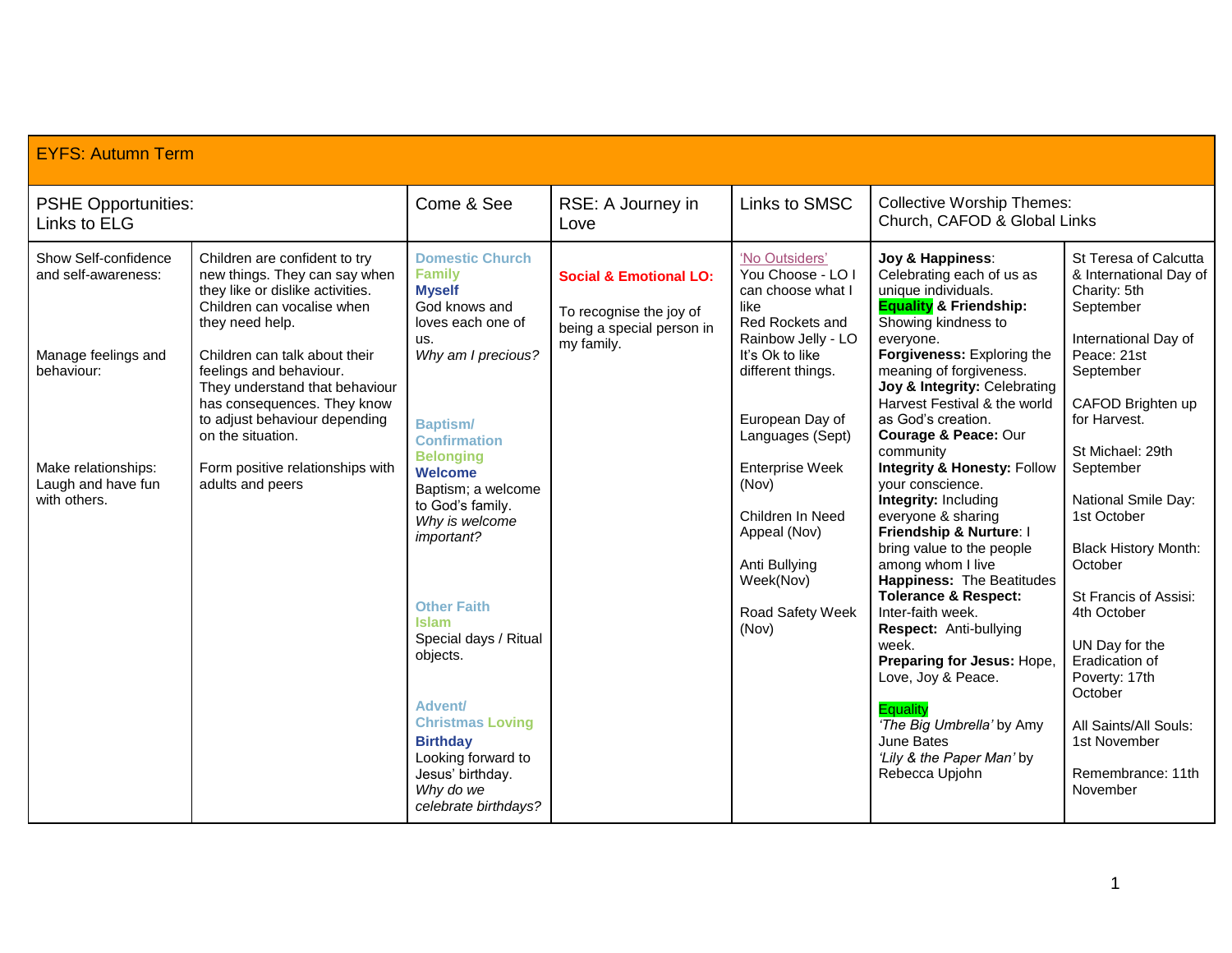| EYFS: Autumn Term | | | | | | |
|---|---|---|---|---|---|---|
| PSHE Opportunities: Links to ELG | | Come & See | RSE: A Journey in Love | Links to SMSC | Collective Worship Themes: Church, CAFOD & Global Links | |
| Show Self-confidence and self-awareness:<br><br>Manage feelings and behaviour:<br><br>Make relationships: Laugh and have fun with others. | Children are confident to try new things. They can say when they like or dislike activities. Children can vocalise when they need help.<br><br>Children can talk about their feelings and behaviour. They understand that behaviour has consequences. They know to adjust behaviour depending on the situation.<br><br>Form positive relationships with adults and peers | **Domestic Church**<br>**Family**<br>**Myself**<br>God knows and loves each one of us.<br>*Why am I precious?*<br><br>**Baptism/ Confirmation**<br>**Belonging**<br>**Welcome**<br>Baptism; a welcome to God's family.<br>*Why is welcome important?*<br><br>**Other Faith**<br>**Islam**<br>Special days / Ritual objects.<br><br>**Advent/ Christmas Loving**<br>**Birthday**<br>Looking forward to Jesus' birthday.<br>*Why do we celebrate birthdays?* | **Social & Emotional LO:**<br><br>To recognise the joy of being a special person in my family. | 'No Outsiders'<br>You Choose - LO I can choose what I like<br>Red Rockets and Rainbow Jelly - LO It's Ok to like different things.<br><br>European Day of Languages (Sept)<br><br>Enterprise Week (Nov)<br><br>Children In Need Appeal (Nov)<br><br>Anti Bullying Week(Nov)<br><br>Road Safety Week (Nov) | **Joy & Happiness**: Celebrating each of us as unique individuals.<br>**Equality & Friendship:** Showing kindness to everyone.<br>**Forgiveness:** Exploring the meaning of forgiveness.<br>**Joy & Integrity:** Celebrating Harvest Festival & the world as God's creation.<br>**Courage & Peace:** Our community<br>**Integrity & Honesty:** Follow your conscience.<br>**Integrity:** Including everyone & sharing<br>**Friendship & Nurture**: I bring value to the people among whom I live<br>**Happiness:** The Beatitudes<br>**Tolerance & Respect:** Inter-faith week.<br>**Respect:** Anti-bullying week.<br>**Preparing for Jesus:** Hope, Love, Joy & Peace.<br><br>Equality<br>*'The Big Umbrella'* by Amy June Bates<br>*'Lily & the Paper Man'* by Rebecca Upjohn | St Teresa of Calcutta & International Day of Charity: 5th September<br><br>International Day of Peace: 21st September<br><br>CAFOD Brighten up for Harvest.<br><br>St Michael: 29th September<br><br>National Smile Day: 1st October<br><br>Black History Month: October<br><br>St Francis of Assisi: 4th October<br><br>UN Day for the Eradication of Poverty: 17th October<br><br>All Saints/All Souls: 1st November<br><br>Remembrance: 11th November |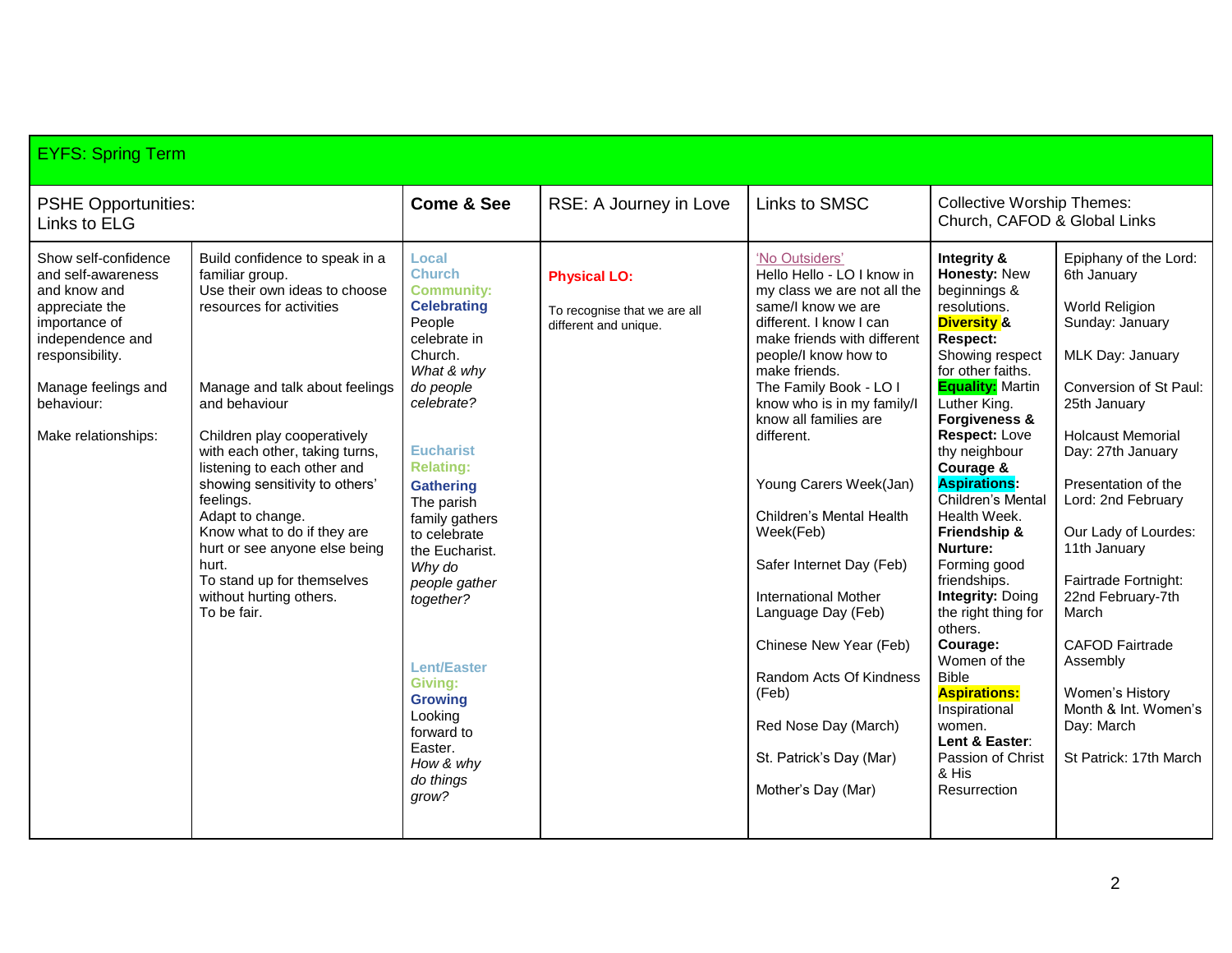| EYFS: Spring Term | | | | | | |
|---|---|---|---|---|---|---|
| PSHE Opportunities: Links to ELG | | **Come & See** | RSE: A Journey in Love | Links to SMSC | Collective Worship Themes: Church, CAFOD & Global Links | |
| Show self-confidence and self-awareness and know and appreciate the importance of independence and responsibility.<br><br>Manage feelings and behaviour:<br><br>Make relationships: | Build confidence to speak in a familiar group.<br>Use their own ideas to choose resources for activities<br><br>Manage and talk about feelings and behaviour<br><br>Children play cooperatively with each other, taking turns, listening to each other and showing sensitivity to others' feelings.<br>Adapt to change.<br>Know what to do if they are hurt or see anyone else being hurt.<br>To stand up for themselves without hurting others.<br>To be fair. | **Local Church Community: Celebrating**<br>People celebrate in Church.<br>*What & why do people celebrate?*<br><br>**Eucharist Relating: Gathering**<br>The parish family gathers to celebrate the Eucharist.<br>*Why do people gather together?*<br><br>**Lent/Easter Giving: Growing**<br>Looking forward to Easter.<br>*How & why do things grow?* | **Physical LO:**<br><br>To recognise that we are all different and unique. | 'No Outsiders'<br>Hello Hello - LO I know in my class we are not all the same/I know we are different. I know I can make friends with different people/I know how to make friends.<br>The Family Book - LO I know who is in my family/I know all families are different.<br><br>Young Carers Week(Jan)<br><br>Children's Mental Health Week(Feb)<br><br>Safer Internet Day (Feb)<br><br>International Mother Language Day (Feb)<br><br>Chinese New Year (Feb)<br><br>Random Acts Of Kindness (Feb)<br><br>Red Nose Day (March)<br><br>St. Patrick's Day (Mar)<br><br>Mother's Day (Mar) | **Integrity & Honesty:** New beginnings & resolutions.<br>**Diversity & Respect:** Showing respect for other faiths.<br>**Equality:** Martin Luther King.<br>**Forgiveness & Respect:** Love thy neighbour<br>**Courage & Aspirations:** Children's Mental Health Week.<br>**Friendship & Nurture:** Forming good friendships.<br>**Integrity:** Doing the right thing for others.<br>**Courage:** Women of the Bible<br>**Aspirations:** Inspirational women.<br>**Lent & Easter:** Passion of Christ & His Resurrection | Epiphany of the Lord: 6th January<br><br>World Religion Sunday: January<br><br>MLK Day: January<br><br>Conversion of St Paul: 25th January<br><br>Holcaust Memorial Day: 27th January<br><br>Presentation of the Lord: 2nd February<br><br>Our Lady of Lourdes: 11th January<br><br>Fairtrade Fortnight: 22nd February-7th March<br><br>CAFOD Fairtrade Assembly<br><br>Women's History Month & Int. Women's Day: March<br><br>St Patrick: 17th March |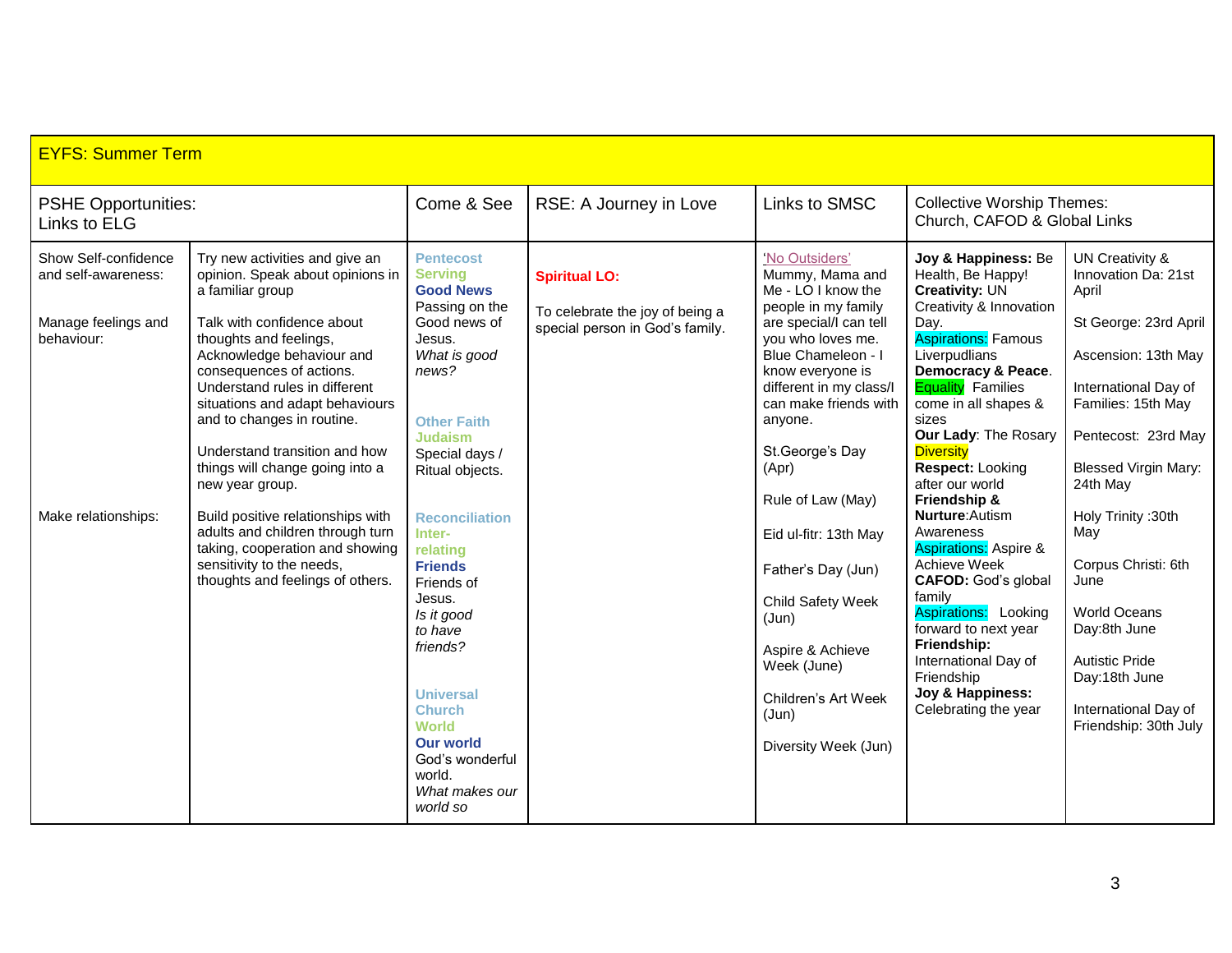| EYFS: Summer Term | | | | | | |
|---|---|---|---|---|---|---|
| PSHE Opportunities: Links to ELG | | Come & See | RSE: A Journey in Love | Links to SMSC | Collective Worship Themes: Church, CAFOD & Global Links | |
| Show Self-confidence and self-awareness:<br><br>Manage feelings and behaviour:<br><br><br><br><br><br><br><br>Make relationships: | Try new activities and give an opinion. Speak about opinions in a familiar group<br><br>Talk with confidence about thoughts and feelings, Acknowledge behaviour and consequences of actions. Understand rules in different situations and adapt behaviours and to changes in routine.<br><br>Understand transition and how things will change going into a new year group.<br><br>Build positive relationships with adults and children through turn taking, cooperation and showing sensitivity to the needs, thoughts and feelings of others. | **Pentecost**<br>**Serving**<br>**Good News**<br>Passing on the Good news of Jesus.<br>*What is good news?*<br><br>**Other Faith**<br>**Judaism**<br>Special days / Ritual objects.<br><br>**Reconciliation**<br>**Inter-relating**<br>**Friends**<br>Friends of Jesus.<br>*Is it good to have friends?*<br><br>**Universal Church**<br>**World**<br>**Our world**<br>God's wonderful world.<br>*What makes our world so* | **Spiritual LO:**<br><br>To celebrate the joy of being a special person in God's family. | 'No Outsiders'<br>Mummy, Mama and Me - LO I know the people in my family are special/I can tell you who loves me.<br>Blue Chameleon - I know everyone is different in my class/I can make friends with anyone.<br><br>St.George's Day (Apr)<br><br>Rule of Law (May)<br><br>Eid ul-fitr: 13th May<br><br>Father's Day (Jun)<br><br>Child Safety Week (Jun)<br><br>Aspire & Achieve Week (June)<br><br>Children's Art Week (Jun)<br><br>Diversity Week (Jun) | **Joy & Happiness:** Be Health, Be Happy!<br>**Creativity:** UN Creativity & Innovation Day.<br>Aspirations: Famous Liverpudlians<br>**Democracy & Peace**.<br>Equality Families come in all shapes & sizes<br>**Our Lady**: The Rosary<br>Diversity<br>**Respect:** Looking after our world<br>**Friendship & Nurture**:Autism Awareness<br>Aspirations: Aspire & Achieve Week<br>**CAFOD:** God's global family<br>Aspirations: Looking forward to next year<br>**Friendship:** International Day of Friendship<br>**Joy & Happiness:** Celebrating the year | UN Creativity & Innovation Da: 21st April<br><br>St George: 23rd April<br><br>Ascension: 13th May<br><br>International Day of Families: 15th May<br><br>Pentecost: 23rd May<br><br>Blessed Virgin Mary: 24th May<br><br>Holy Trinity :30th May<br><br>Corpus Christi: 6th June<br><br>World Oceans Day:8th June<br><br>Autistic Pride Day:18th June<br><br>International Day of Friendship: 30th July |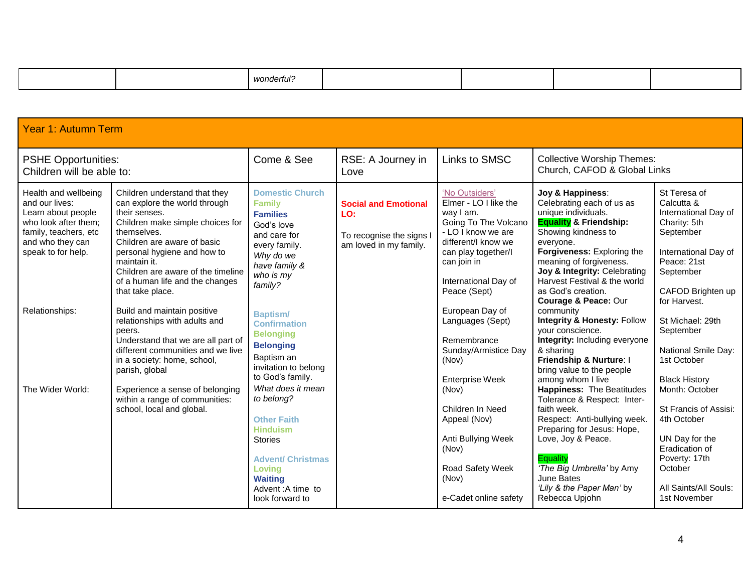| | | *wonderful?* | | | | |
|---|---|---|---|---|---|---|

| Year 1: Autumn Term | | | | | | |
|---|---|---|---|---|---|---|
| PSHE Opportunities: Children will be able to: | | Come & See | RSE: A Journey in Love | Links to SMSC | Collective Worship Themes: Church, CAFOD & Global Links | |
| Health and wellbeing and our lives: Learn about people who look after them; family, teachers, etc and who they can speak to for help.<br><br>Relationships:<br><br>The Wider World: | Children understand that they can explore the world through their senses.<br>Children make simple choices for themselves.<br>Children are aware of basic personal hygiene and how to maintain it.<br>Children are aware of the timeline of a human life and the changes that take place.<br><br>Build and maintain positive relationships with adults and peers.<br>Understand that we are all part of different communities and we live in a society: home, school, parish, global<br><br>Experience a sense of belonging within a range of communities: school, local and global. | **Domestic Church**<br>**Family**<br>**Families**<br>God's love and care for every family.<br>*Why do we have family & who is my family?*<br><br>**Baptism/ Confirmation**<br>**Belonging**<br>**Belonging**<br>Baptism an invitation to belong to God's family.<br>*What does it mean to belong?*<br><br>**Other Faith**<br>**Hinduism**<br>Stories<br><br>**Advent/ Christmas**<br>**Loving**<br>**Waiting**<br>Advent :A time to look forward to | **Social and Emotional LO:**<br><br>To recognise the signs I am loved in my family. | 'No Outsiders'<br>Elmer - LO I like the way I am.<br>Going To The Volcano - LO I know we are different/I know we can play together/I can join in<br><br>International Day of Peace (Sept)<br><br>European Day of Languages (Sept)<br><br>Remembrance Sunday/Armistice Day (Nov)<br><br>Enterprise Week (Nov)<br><br>Children In Need Appeal (Nov)<br><br>Anti Bullying Week (Nov)<br><br>Road Safety Week (Nov)<br><br>e-Cadet online safety | **Joy & Happiness**: Celebrating each of us as unique individuals.<br>**Equality & Friendship:** Showing kindness to everyone.<br>**Forgiveness:** Exploring the meaning of forgiveness.<br>**Joy & Integrity:** Celebrating Harvest Festival & the world as God's creation.<br>**Courage & Peace:** Our community<br>**Integrity & Honesty:** Follow your conscience.<br>**Integrity:** Including everyone & sharing<br>**Friendship & Nurture**: I bring value to the people among whom I live<br>**Happiness:** The Beatitudes<br>Tolerance & Respect: Inter-faith week.<br>Respect: Anti-bullying week.<br>Preparing for Jesus: Hope, Love, Joy & Peace.<br><br>Equality<br>*'The Big Umbrella'* by Amy June Bates<br>*'Lily & the Paper Man'* by Rebecca Upjohn | St Teresa of Calcutta & International Day of Charity: 5th September<br><br>International Day of Peace: 21st September<br><br>CAFOD Brighten up for Harvest.<br><br>St Michael: 29th September<br><br>National Smile Day: 1st October<br><br>Black History Month: October<br><br>St Francis of Assisi: 4th October<br><br>UN Day for the Eradication of Poverty: 17th October<br><br>All Saints/All Souls: 1st November |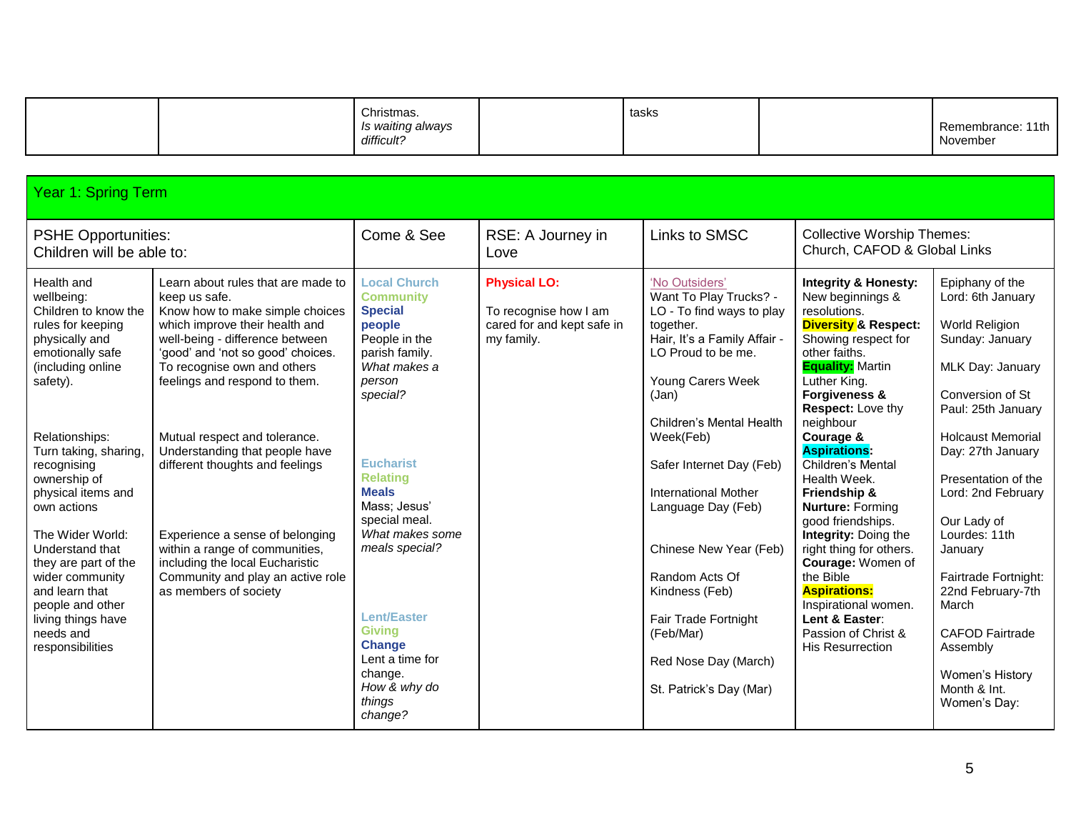| | | Christmas. *Is waiting always difficult?* | | tasks | | Remembrance: 11th November |
|---|---|---|---|---|---|---|

## Year 1: Spring Term

| PSHE Opportunities: Children will be able to: | | Come & See | RSE: A Journey in Love | Links to SMSC | Collective Worship Themes: Church, CAFOD & Global Links | |
|---|---|---|---|---|---|---|
| Health and wellbeing: Children to know the rules for keeping physically and emotionally safe (including online safety).<br><br>Relationships: Turn taking, sharing, recognising ownership of physical items and own actions<br><br>The Wider World: Understand that they are part of the wider community and learn that people and other living things have needs and responsibilities | Learn about rules that are made to keep us safe. Know how to make simple choices which improve their health and well-being - difference between 'good' and 'not so good' choices. To recognise own and others feelings and respond to them.<br><br>Mutual respect and tolerance. Understanding that people have different thoughts and feelings<br><br>Experience a sense of belonging within a range of communities, including the local Eucharistic Community and play an active role as members of society | **Local Church** **Community** **Special people** People in the parish family. *What makes a person special?*<br><br>**Eucharist** **Relating** **Meals** Mass; Jesus' special meal. *What makes some meals special?*<br><br>**Lent/Easter** **Giving** **Change** Lent a time for change. *How & why do things change?* | **Physical LO:**<br><br>To recognise how I am cared for and kept safe in my family. | 'No Outsiders' Want To Play Trucks? - LO - To find ways to play together. Hair, It's a Family Affair - LO Proud to be me.<br><br>Young Carers Week (Jan)<br><br>Children's Mental Health Week(Feb)<br><br>Safer Internet Day (Feb)<br><br>International Mother Language Day (Feb)<br><br>Chinese New Year (Feb)<br><br>Random Acts Of Kindness (Feb)<br><br>Fair Trade Fortnight (Feb/Mar)<br><br>Red Nose Day (March)<br><br>St. Patrick's Day (Mar) | **Integrity & Honesty:** New beginnings & resolutions. **Diversity & Respect:** Showing respect for other faiths. **Equality:** Martin Luther King. **Forgiveness & Respect:** Love thy neighbour **Courage & Aspirations:** Children's Mental Health Week. **Friendship & Nurture:** Forming good friendships. **Integrity:** Doing the right thing for others. **Courage:** Women of the Bible **Aspirations:** Inspirational women. **Lent & Easter**: Passion of Christ & His Resurrection | Epiphany of the Lord: 6th January<br><br>World Religion Sunday: January<br><br>MLK Day: January<br><br>Conversion of St Paul: 25th January<br><br>Holcaust Memorial Day: 27th January<br><br>Presentation of the Lord: 2nd February<br><br>Our Lady of Lourdes: 11th January<br><br>Fairtrade Fortnight: 22nd February-7th March<br><br>CAFOD Fairtrade Assembly<br><br>Women's History Month & Int. Women's Day: |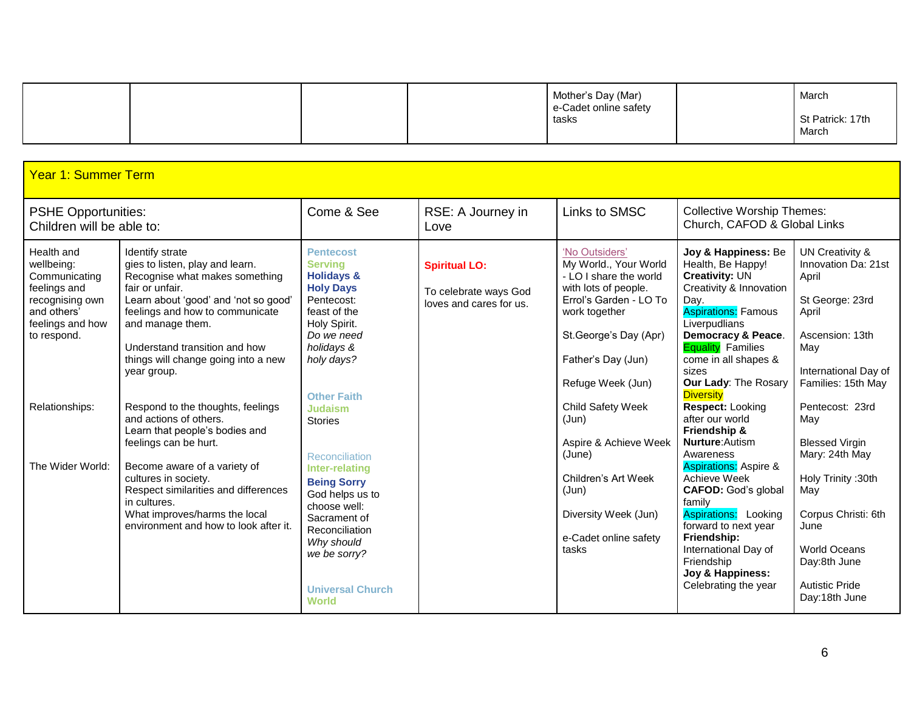|  |  |  |  | Mother's Day (Mar)<br>e-Cadet online safety tasks |  | March<br><br>St Patrick: 17th March |
|---|---|---|---|---|---|---|

| Year 1: Summer Term | | | | | | |
|---|---|---|---|---|---|---|
| PSHE Opportunities:<br>Children will be able to: | | Come & See | RSE: A Journey in Love | Links to SMSC | Collective Worship Themes:<br>Church, CAFOD & Global Links | |
| Health and wellbeing: Communicating feelings and recognising own and others' feelings and how to respond.<br><br>Relationships:<br><br>The Wider World: | Identify strategies to listen, play and learn.<br>Recognise what makes something fair or unfair.<br>Learn about 'good' and 'not so good' feelings and how to communicate and manage them.<br><br>Understand transition and how things will change going into a new year group.<br><br>Respond to the thoughts, feelings and actions of others.<br>Learn that people's bodies and feelings can be hurt.<br><br>Become aware of a variety of cultures in society.<br>Respect similarities and differences in cultures.<br>What improves/harms the local environment and how to look after it. | **Pentecost**<br>**Serving**<br>**Holidays & Holy Days**<br>Pentecost: feast of the Holy Spirit.<br>*Do we need holidays & holy days?*<br><br>**Other Faith**<br>**Judaism**<br>Stories<br><br>Reconciliation<br>**Inter-relating**<br>**Being Sorry**<br>God helps us to choose well: Sacrament of Reconciliation<br>*Why should we be sorry?*<br><br>**Universal Church**<br>**World** | **Spiritual LO:**<br><br>To celebrate ways God loves and cares for us. | 'No Outsiders'<br>My World., Your World - LO I share the world with lots of people.<br>Errol's Garden - LO To work together<br><br>St.George's Day (Apr)<br><br>Father's Day (Jun)<br><br>Refuge Week (Jun)<br><br>Child Safety Week (Jun)<br><br>Aspire & Achieve Week (June)<br><br>Children's Art Week (Jun)<br><br>Diversity Week (Jun)<br><br>e-Cadet online safety tasks | **Joy & Happiness:** Be Health, Be Happy!<br>**Creativity:** UN Creativity & Innovation Day.<br>Aspirations: Famous Liverpudlians<br>**Democracy & Peace**.<br>Equality Families come in all shapes & sizes<br>**Our Lady**: The Rosary<br>Diversity<br>**Respect:** Looking after our world<br>**Friendship & Nurture**:Autism Awareness<br>Aspirations: Aspire & Achieve Week<br>**CAFOD:** God's global family<br>Aspirations: Looking forward to next year<br>**Friendship:** International Day of Friendship<br>**Joy & Happiness:** Celebrating the year | UN Creativity & Innovation Da: 21st April<br><br>St George: 23rd April<br><br>Ascension: 13th May<br><br>International Day of Families: 15th May<br><br>Pentecost: 23rd May<br><br>Blessed Virgin Mary: 24th May<br><br>Holy Trinity :30th May<br><br>Corpus Christi: 6th June<br><br>World Oceans Day:8th June<br><br>Autistic Pride Day:18th June |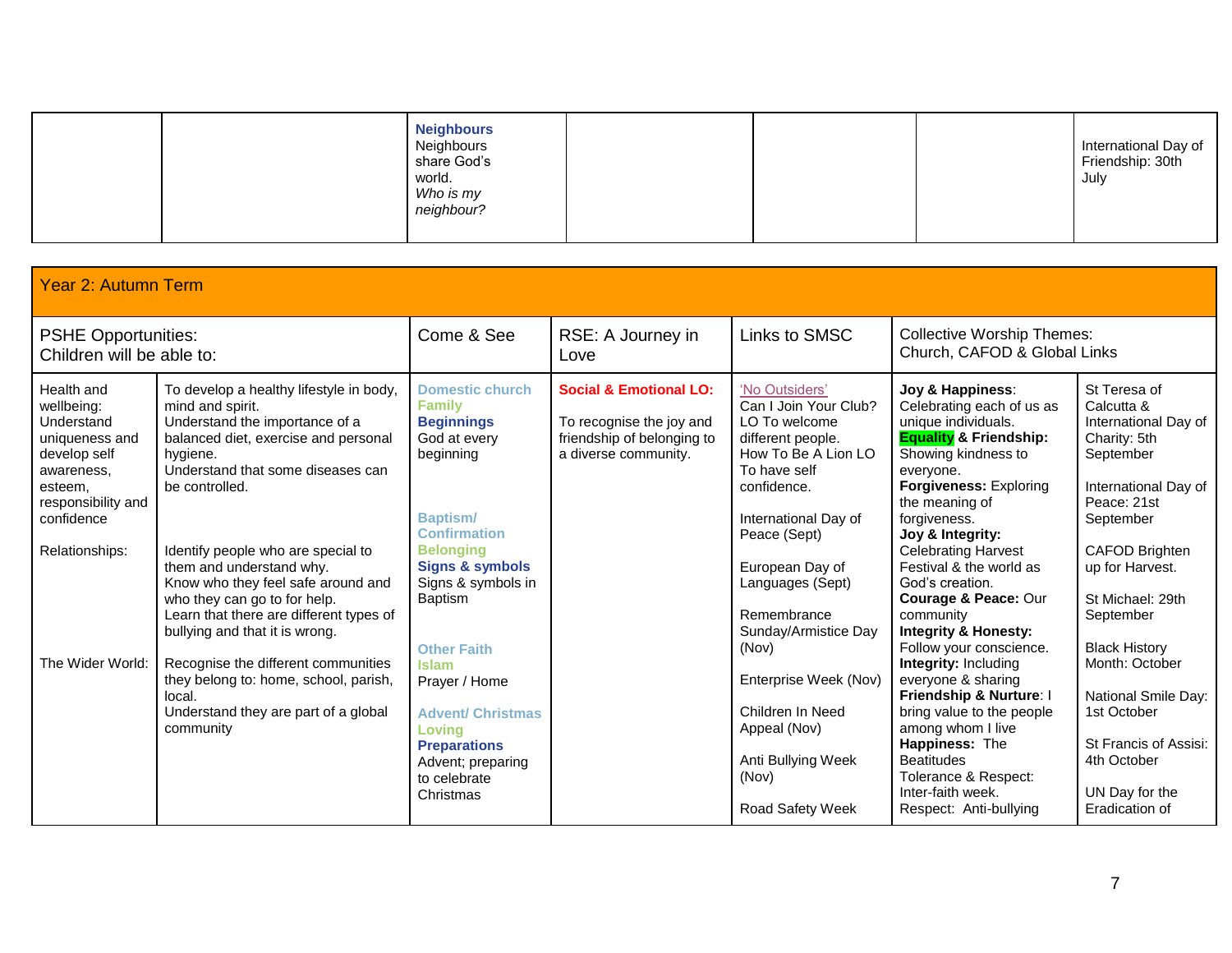| | | | | | | |
|---|---|---|---|---|---|---|
| | | **Neighbours**<br>Neighbours share God's world.<br>*Who is my neighbour?* | | | | International Day of Friendship: 30th July |

## Year 2: Autumn Term

| PSHE Opportunities: Children will be able to: | | Come & See | RSE: A Journey in Love | Links to SMSC | Collective Worship Themes: Church, CAFOD & Global Links | |
|---|---|---|---|---|---|---|
| Health and wellbeing: Understand uniqueness and develop self awareness, esteem, responsibility and confidence<br><br>Relationships:<br><br>The Wider World: | To develop a healthy lifestyle in body, mind and spirit.<br>Understand the importance of a balanced diet, exercise and personal hygiene.<br>Understand that some diseases can be controlled.<br><br>Identify people who are special to them and understand why.<br>Know who they feel safe around and who they can go to for help.<br>Learn that there are different types of bullying and that it is wrong.<br><br>Recognise the different communities they belong to: home, school, parish, local.<br>Understand they are part of a global community | **Domestic church**<br>**Family**<br>**Beginnings**<br>God at every beginning<br><br>**Baptism/ Confirmation**<br>**Belonging**<br>**Signs & symbols**<br>Signs & symbols in Baptism<br><br>**Other Faith**<br>**Islam**<br>Prayer / Home<br><br>**Advent/ Christmas**<br>**Loving**<br>**Preparations**<br>Advent; preparing to celebrate Christmas | **Social & Emotional LO:**<br><br>To recognise the joy and friendship of belonging to a diverse community. | 'No Outsiders'<br>Can I Join Your Club? LO To welcome different people.<br>How To Be A Lion LO To have self confidence.<br><br>International Day of Peace (Sept)<br><br>European Day of Languages (Sept)<br><br>Remembrance Sunday/Armistice Day (Nov)<br><br>Enterprise Week (Nov)<br><br>Children In Need Appeal (Nov)<br><br>Anti Bullying Week (Nov)<br><br>Road Safety Week | **Joy & Happiness**: Celebrating each of us as unique individuals.<br>**Equality & Friendship:** Showing kindness to everyone.<br>**Forgiveness:** Exploring the meaning of forgiveness.<br>**Joy & Integrity:** Celebrating Harvest Festival & the world as God's creation.<br>**Courage & Peace:** Our community<br>**Integrity & Honesty:** Follow your conscience.<br>**Integrity:** Including everyone & sharing<br>**Friendship & Nurture**: I bring value to the people among whom I live<br>**Happiness:** The Beatitudes<br>Tolerance & Respect: Inter-faith week.<br>Respect: Anti-bullying | St Teresa of Calcutta & International Day of Charity: 5th September<br><br>International Day of Peace: 21st September<br><br>CAFOD Brighten up for Harvest.<br><br>St Michael: 29th September<br><br>Black History Month: October<br><br>National Smile Day: 1st October<br><br>St Francis of Assisi: 4th October<br><br>UN Day for the Eradication of |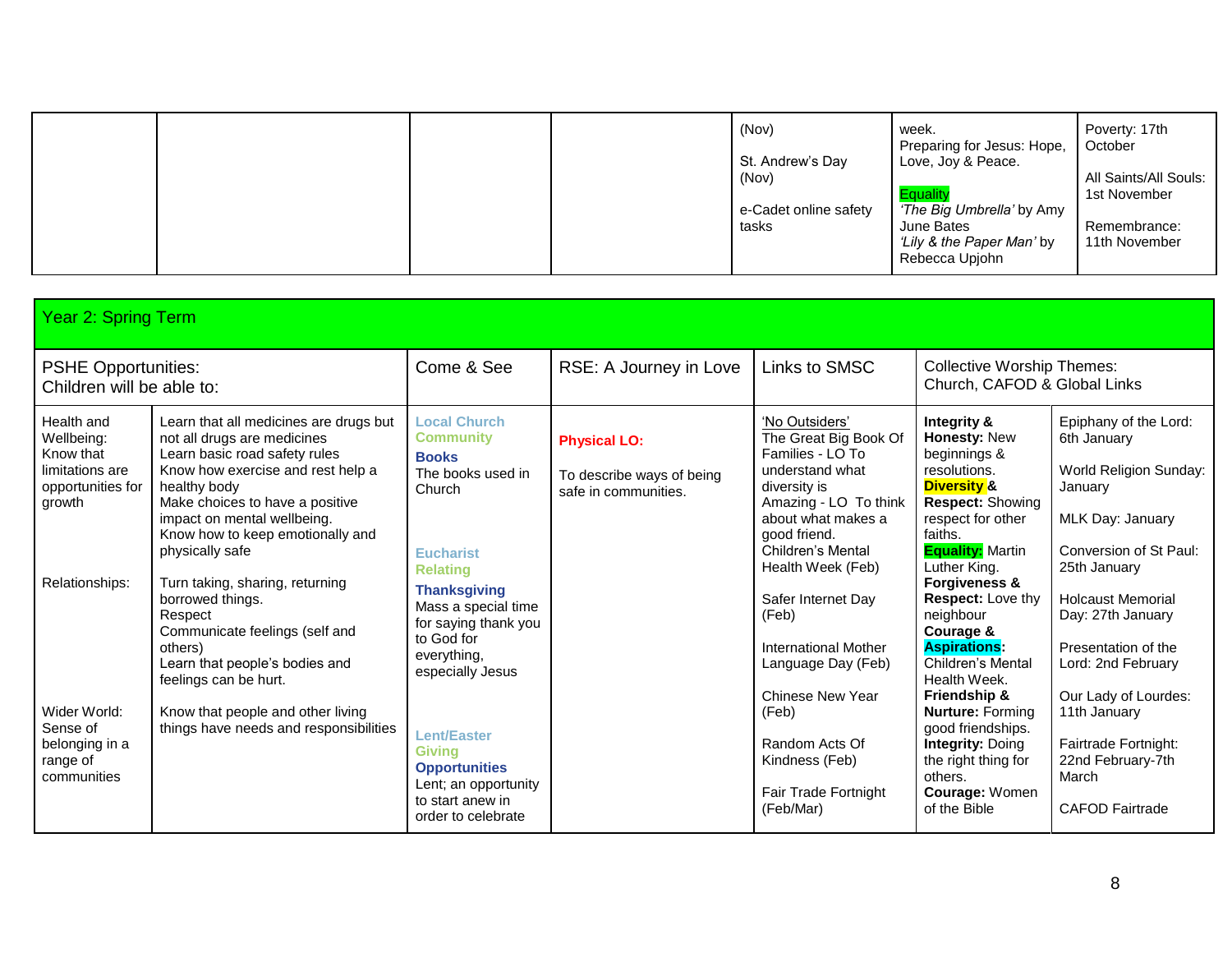| | | | | (Nov)<br><br>St. Andrew's Day (Nov)<br><br>e-Cadet online safety tasks | week.<br>Preparing for Jesus: Hope, Love, Joy & Peace.<br><br>Equality<br>*'The Big Umbrella'* by Amy June Bates<br>*'Lily & the Paper Man'* by Rebecca Upjohn | Poverty: 17th October<br><br>All Saints/All Souls: 1st November<br><br>Remembrance: 11th November |
|---|---|---|---|---|---|---|

## Year 2: Spring Term

| PSHE Opportunities: Children will be able to: | | Come & See | RSE: A Journey in Love | Links to SMSC | Collective Worship Themes: Church, CAFOD & Global Links | |
|---|---|---|---|---|---|---|
| Health and Wellbeing: Know that limitations are opportunities for growth | Learn that all medicines are drugs but not all drugs are medicines<br>Learn basic road safety rules<br>Know how exercise and rest help a healthy body<br>Make choices to have a positive impact on mental wellbeing.<br>Know how to keep emotionally and physically safe | **Local Church**<br>**Community**<br>**Books**<br>The books used in Church<br><br>**Eucharist**<br>**Relating**<br>**Thanksgiving**<br>Mass a special time for saying thank you to God for everything, especially Jesus<br><br>**Lent/Easter**<br>**Giving**<br>**Opportunities**<br>Lent; an opportunity to start anew in order to celebrate | **Physical LO:**<br><br>To describe ways of being safe in communities. | 'No Outsiders'<br>The Great Big Book Of Families - LO To understand what diversity is<br>Amazing - LO To think about what makes a good friend.<br>Children's Mental Health Week (Feb)<br><br>Safer Internet Day (Feb)<br><br>International Mother Language Day (Feb)<br><br>Chinese New Year (Feb)<br><br>Random Acts Of Kindness (Feb)<br><br>Fair Trade Fortnight (Feb/Mar) | **Integrity & Honesty:** New beginnings & resolutions.<br>**Diversity & Respect:** Showing respect for other faiths.<br>**Equality:** Martin Luther King.<br>**Forgiveness & Respect:** Love thy neighbour<br>**Courage & Aspirations:** Children's Mental Health Week.<br>**Friendship & Nurture:** Forming good friendships.<br>**Integrity:** Doing the right thing for others.<br>**Courage:** Women of the Bible | Epiphany of the Lord: 6th January<br><br>World Religion Sunday: January<br><br>MLK Day: January<br><br>Conversion of St Paul: 25th January<br><br>Holcaust Memorial Day: 27th January<br><br>Presentation of the Lord: 2nd February<br><br>Our Lady of Lourdes: 11th January<br><br>Fairtrade Fortnight: 22nd February-7th March<br><br>CAFOD Fairtrade |
| Relationships: | Turn taking, sharing, returning borrowed things.<br>Respect<br>Communicate feelings (self and others)<br>Learn that people's bodies and feelings can be hurt. | | | | | |
| Wider World: Sense of belonging in a range of communities | Know that people and other living things have needs and responsibilities | | | | | |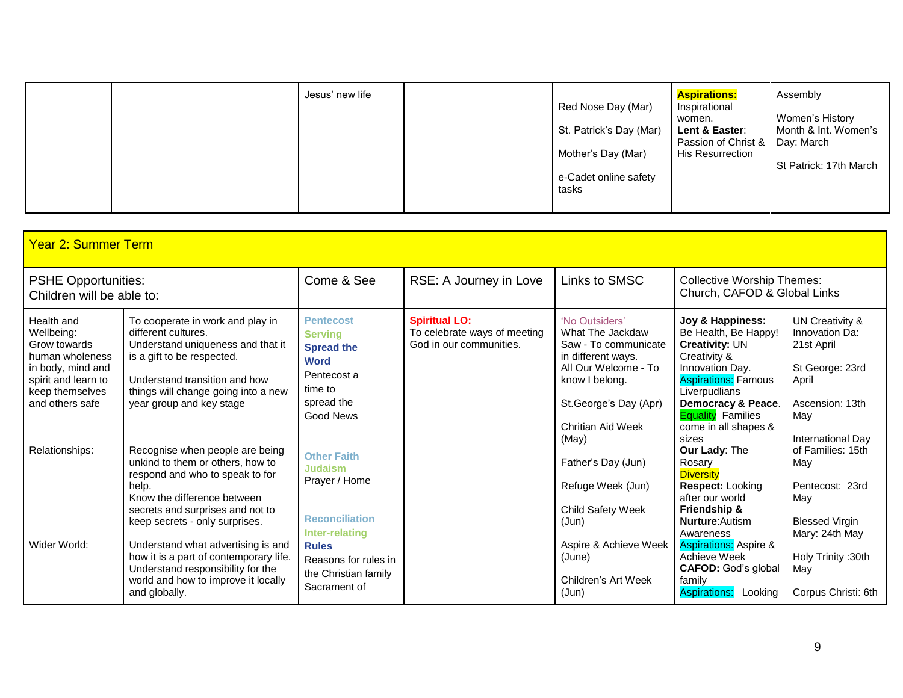| | | Jesus' new life | | Red Nose Day (Mar)<br><br>St. Patrick's Day (Mar)<br><br>Mother's Day (Mar)<br><br>e-Cadet online safety tasks | **Aspirations:** Inspirational women.<br>**Lent & Easter**: Passion of Christ & His Resurrection | Assembly<br><br>Women's History Month & Int. Women's Day: March<br><br>St Patrick: 17th March |
|---|---|---|---|---|---|---|

| Year 2: Summer Term | | | | | | |
|---|---|---|---|---|---|---|
| PSHE Opportunities:<br>Children will be able to: | | Come & See | RSE: A Journey in Love | Links to SMSC | Collective Worship Themes:<br>Church, CAFOD & Global Links | |
| Health and Wellbeing:<br>Grow towards human wholeness in body, mind and spirit and learn to keep themselves and others safe | To cooperate in work and play in different cultures.<br>Understand uniqueness and that it is a gift to be respected.<br><br>Understand transition and how things will change going into a new year group and key stage | **Pentecost**<br>**Serving**<br>**Spread the Word**<br>Pentecost a time to spread the Good News | **Spiritual LO:**<br>To celebrate ways of meeting God in our communities. | 'No Outsiders'<br>What The Jackdaw Saw - To communicate in different ways.<br>All Our Welcome - To know I belong.<br><br>St.George's Day (Apr)<br><br>Chritian Aid Week (May)<br><br>Father's Day (Jun)<br><br>Refuge Week (Jun)<br><br>Child Safety Week (Jun)<br><br>Aspire & Achieve Week (June)<br><br>Children's Art Week (Jun) | **Joy & Happiness:** Be Health, Be Happy!<br>**Creativity:** UN Creativity & Innovation Day.<br>Aspirations: Famous Liverpudlians<br>**Democracy & Peace**.<br>Equality Families come in all shapes & sizes<br>**Our Lady**: The Rosary<br>Diversity<br>**Respect:** Looking after our world<br>**Friendship & Nurture**:Autism Awareness<br>Aspirations: Aspire & Achieve Week<br>**CAFOD:** God's global family<br>Aspirations: Looking | UN Creativity & Innovation Da: 21st April<br><br>St George: 23rd April<br><br>Ascension: 13th May<br><br>International Day of Families: 15th May<br><br>Pentecost: 23rd May<br><br>Blessed Virgin Mary: 24th May<br><br>Holy Trinity :30th May<br><br>Corpus Christi: 6th |
| Relationships: | Recognise when people are being unkind to them or others, how to respond and who to speak to for help.<br>Know the difference between secrets and surprises and not to keep secrets - only surprises. | **Other Faith**<br>**Judaism**<br>Prayer / Home | | | | |
| Wider World: | Understand what advertising is and how it is a part of contemporary life.<br>Understand responsibility for the world and how to improve it locally and globally. | **Reconciliation**<br>**Inter-relating**<br>**Rules**<br>Reasons for rules in the Christian family<br>Sacrament of | | | | |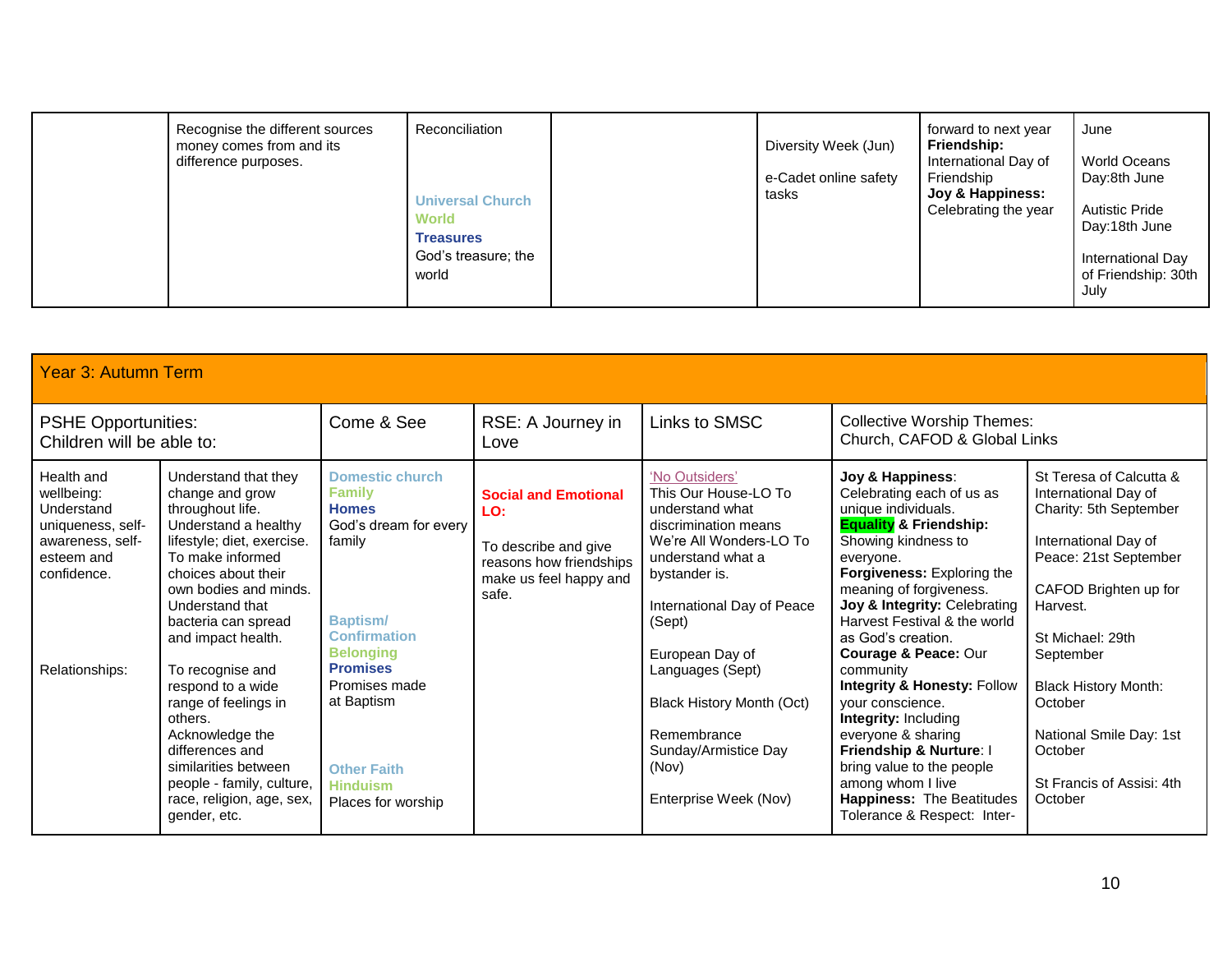| | | | | | | |
|---|---|---|---|---|---|---|
| | Recognise the different sources money comes from and its difference purposes. | Reconciliation<br><br>**Universal Church**<br>**World**<br>**Treasures**<br>God's treasure; the world | | Diversity Week (Jun)<br><br>e-Cadet online safety tasks | forward to next year<br>**Friendship:** International Day of Friendship<br>**Joy & Happiness:** Celebrating the year | June<br><br>World Oceans Day:8th June<br><br>Autistic Pride Day:18th June<br><br>International Day of Friendship: 30th July |

## Year 3: Autumn Term

| PSHE Opportunities: Children will be able to: | | Come & See | RSE: A Journey in Love | Links to SMSC | Collective Worship Themes: Church, CAFOD & Global Links | |
|---|---|---|---|---|---|---|
| Health and wellbeing: Understand uniqueness, self-awareness, self-esteem and confidence.<br><br>Relationships: | Understand that they change and grow throughout life.<br>Understand a healthy lifestyle; diet, exercise.<br>To make informed choices about their own bodies and minds.<br>Understand that bacteria can spread and impact health.<br><br>To recognise and respond to a wide range of feelings in others.<br>Acknowledge the differences and similarities between people - family, culture, race, religion, age, sex, gender, etc. | **Domestic church**<br>**Family**<br>**Homes**<br>God's dream for every family<br><br>**Baptism/ Confirmation**<br>**Belonging**<br>**Promises**<br>Promises made at Baptism<br><br>**Other Faith**<br>**Hinduism**<br>Places for worship | **Social and Emotional LO:**<br><br>To describe and give reasons how friendships make us feel happy and safe. | 'No Outsiders'<br>This Our House-LO To understand what discrimination means<br>We're All Wonders-LO To understand what a bystander is.<br><br>International Day of Peace (Sept)<br><br>European Day of Languages (Sept)<br><br>Black History Month (Oct)<br><br>Remembrance Sunday/Armistice Day (Nov)<br><br>Enterprise Week (Nov) | **Joy & Happiness**: Celebrating each of us as unique individuals.<br>**Equality & Friendship:** Showing kindness to everyone.<br>**Forgiveness:** Exploring the meaning of forgiveness.<br>**Joy & Integrity:** Celebrating Harvest Festival & the world as God's creation.<br>**Courage & Peace:** Our community<br>**Integrity & Honesty:** Follow your conscience.<br>**Integrity:** Including everyone & sharing<br>**Friendship & Nurture**: I bring value to the people among whom I live<br>**Happiness:** The Beatitudes<br>Tolerance & Respect: Inter- | St Teresa of Calcutta & International Day of Charity: 5th September<br><br>International Day of Peace: 21st September<br><br>CAFOD Brighten up for Harvest.<br><br>St Michael: 29th September<br><br>Black History Month: October<br><br>National Smile Day: 1st October<br><br>St Francis of Assisi: 4th October |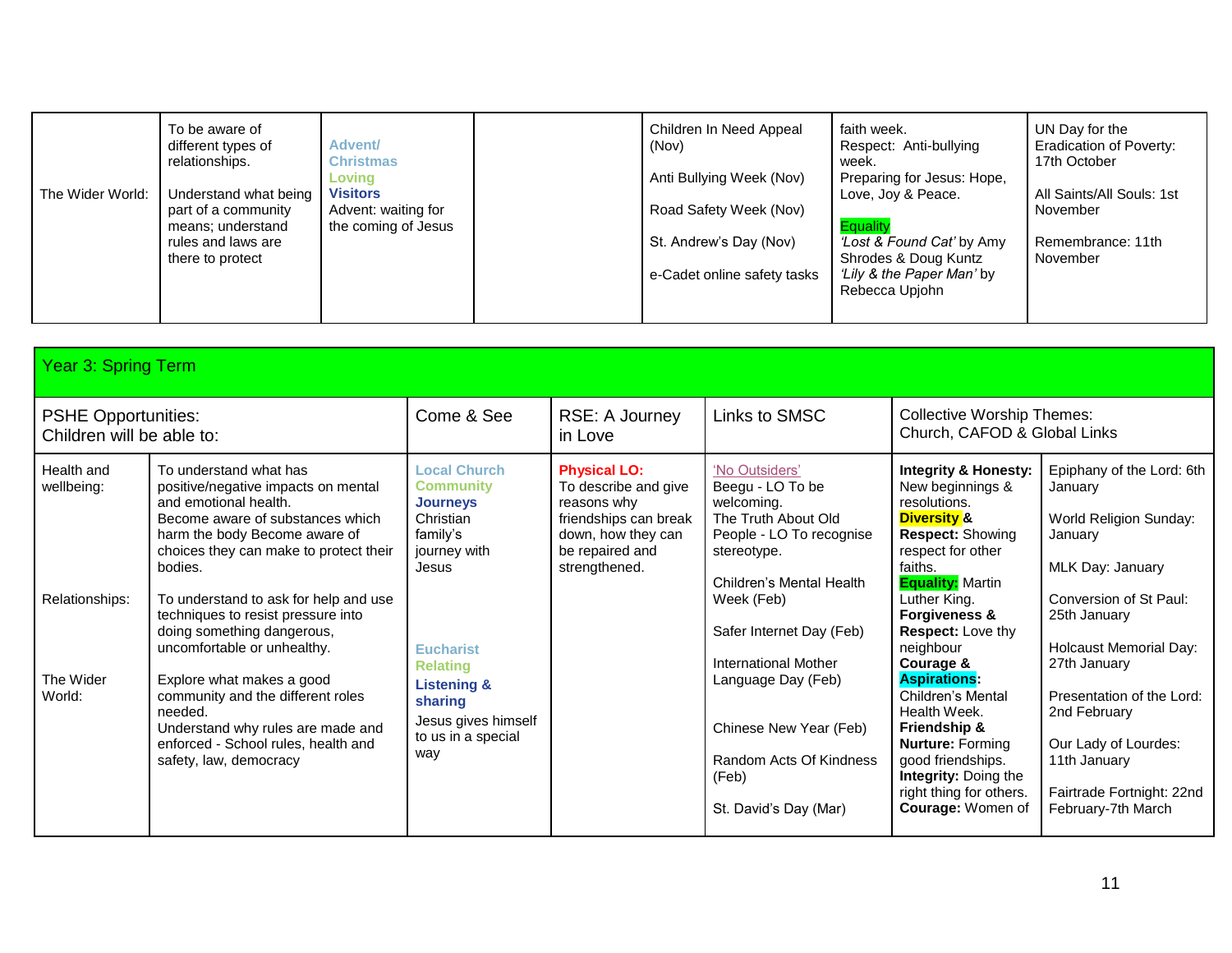| The Wider World: | To be aware of different types of relationships. Understand what being part of a community means; understand rules and laws are there to protect | **Advent/ Christmas Loving Visitors** Advent: waiting for the coming of Jesus | | Children In Need Appeal (Nov) Anti Bullying Week (Nov) Road Safety Week (Nov) St. Andrew's Day (Nov) e-Cadet online safety tasks | faith week. Respect: Anti-bullying week. Preparing for Jesus: Hope, Love, Joy & Peace. Equality *'Lost & Found Cat'* by Amy Shrodes & Doug Kuntz *'Lily & the Paper Man'* by Rebecca Upjohn | UN Day for the Eradication of Poverty: 17th October All Saints/All Souls: 1st November Remembrance: 11th November |
|---|---|---|---|---|---|---|

| Year 3: Spring Term | | | | | | |
|---|---|---|---|---|---|---|
| PSHE Opportunities: Children will be able to: | | Come & See | RSE: A Journey in Love | Links to SMSC | Collective Worship Themes: Church, CAFOD & Global Links | |
| Health and wellbeing: | To understand what has positive/negative impacts on mental and emotional health. Become aware of substances which harm the body Become aware of choices they can make to protect their bodies. | **Local Church Community Journeys** Christian family's journey with Jesus | **Physical LO:** To describe and give reasons why friendships can break down, how they can be repaired and strengthened. | 'No Outsiders' Beegu - LO To be welcoming. The Truth About Old People - LO To recognise stereotype. Children's Mental Health Week (Feb) Safer Internet Day (Feb) International Mother Language Day (Feb) Chinese New Year (Feb) Random Acts Of Kindness (Feb) St. David's Day (Mar) | **Integrity & Honesty:** New beginnings & resolutions. **Diversity & Respect:** Showing respect for other faiths. **Equality:** Martin Luther King. **Forgiveness & Respect:** Love thy neighbour **Courage & Aspirations:** Children's Mental Health Week. **Friendship & Nurture:** Forming good friendships. **Integrity:** Doing the right thing for others. **Courage:** Women of | Epiphany of the Lord: 6th January World Religion Sunday: January MLK Day: January Conversion of St Paul: 25th January Holcaust Memorial Day: 27th January Presentation of the Lord: 2nd February Our Lady of Lourdes: 11th January Fairtrade Fortnight: 22nd February-7th March |
| Relationships: | To understand to ask for help and use techniques to resist pressure into doing something dangerous, uncomfortable or unhealthy. | | | | | |
| The Wider World: | Explore what makes a good community and the different roles needed. Understand why rules are made and enforced - School rules, health and safety, law, democracy | **Eucharist Relating Listening & sharing** Jesus gives himself to us in a special way | | | | |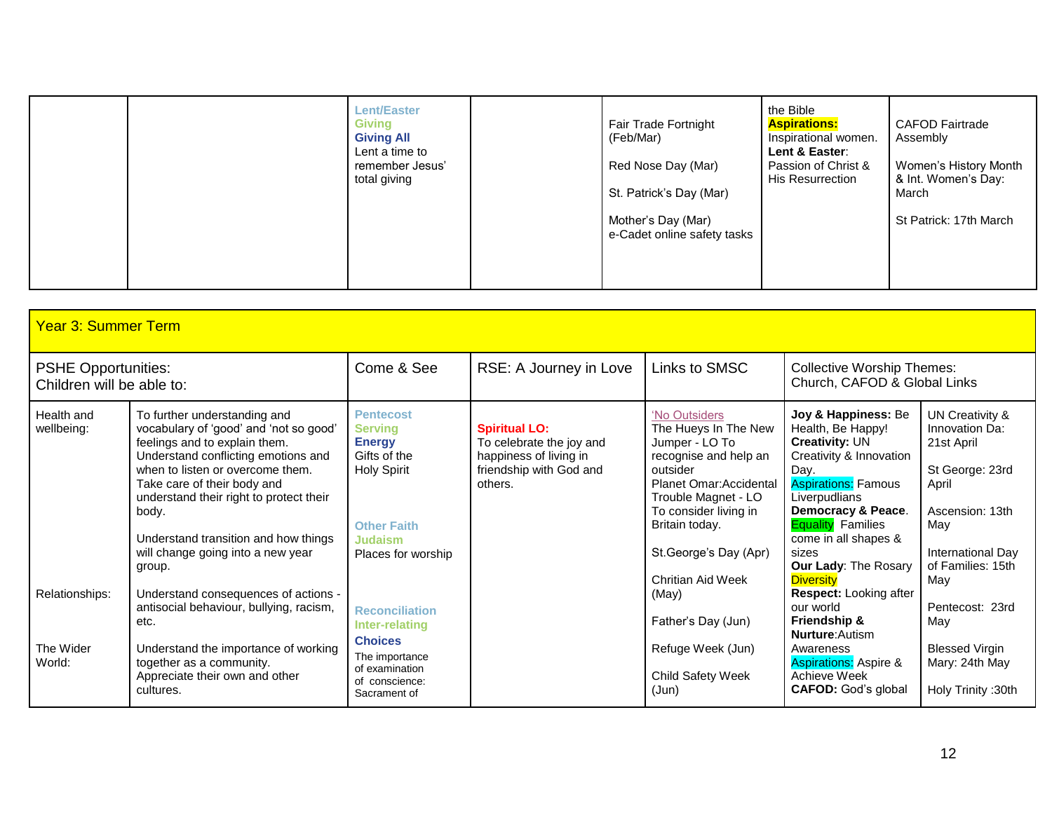| | | Lent/Easter<br>Giving<br>**Giving All**<br>Lent a time to remember Jesus' total giving | | Fair Trade Fortnight (Feb/Mar)<br><br>Red Nose Day (Mar)<br><br>St. Patrick's Day (Mar)<br><br>Mother's Day (Mar)<br>e-Cadet online safety tasks | the Bible<br>**Aspirations:** Inspirational women.<br>**Lent & Easter**: Passion of Christ & His Resurrection | CAFOD Fairtrade Assembly<br><br>Women's History Month & Int. Women's Day: March<br><br>St Patrick: 17th March |
|---|---|---|---|---|---|---|

| Year 3: Summer Term | | | | | | |
|---|---|---|---|---|---|---|
| PSHE Opportunities:<br>Children will be able to: | | Come & See | RSE: A Journey in Love | Links to SMSC | Collective Worship Themes:<br>Church, CAFOD & Global Links | |
| Health and wellbeing:<br><br><br><br><br><br><br><br><br><br><br>Relationships:<br><br><br><br>The Wider World: | To further understanding and vocabulary of 'good' and 'not so good' feelings and to explain them.<br>Understand conflicting emotions and when to listen or overcome them.<br>Take care of their body and understand their right to protect their body.<br><br>Understand transition and how things will change going into a new year group.<br><br>Understand consequences of actions - antisocial behaviour, bullying, racism, etc.<br><br>Understand the importance of working together as a community.<br>Appreciate their own and other cultures. | Pentecost<br>Serving<br>**Energy**<br>Gifts of the Holy Spirit<br><br>Other Faith<br>Judaism<br>Places for worship<br><br>Reconciliation<br>Inter-relating<br>**Choices**<br>The importance of examination of conscience: Sacrament of | **Spiritual LO:**<br>To celebrate the joy and happiness of living in friendship with God and others. | 'No Outsiders<br>The Hueys In The New Jumper - LO To recognise and help an outsider<br>Planet Omar:Accidental Trouble Magnet - LO To consider living in Britain today.<br><br>St.George's Day (Apr)<br><br>Chritian Aid Week (May)<br><br>Father's Day (Jun)<br><br>Refuge Week (Jun)<br><br>Child Safety Week (Jun) | **Joy & Happiness:** Be Health, Be Happy!<br>**Creativity:** UN Creativity & Innovation Day.<br>Aspirations: Famous Liverpudlians<br>**Democracy & Peace**.<br>Equality Families come in all shapes & sizes<br>**Our Lady**: The Rosary<br>Diversity<br>**Respect:** Looking after our world<br>**Friendship & Nurture**:Autism Awareness<br>Aspirations: Aspire & Achieve Week<br>**CAFOD:** God's global | UN Creativity & Innovation Da: 21st April<br><br>St George: 23rd April<br><br>Ascension: 13th May<br><br>International Day of Families: 15th May<br><br>Pentecost: 23rd May<br><br>Blessed Virgin Mary: 24th May<br><br>Holy Trinity :30th |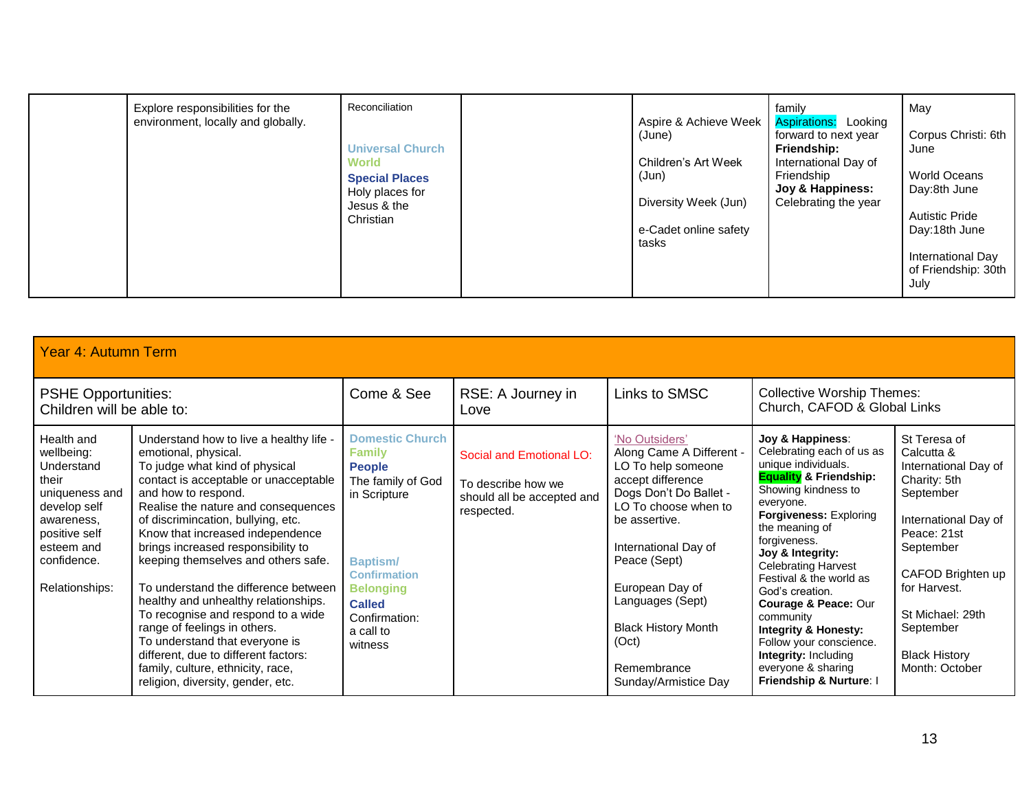| | | | | | | |
|---|---|---|---|---|---|---|
| | Explore responsibilities for the environment, locally and globally. | Reconciliation<br><br>**Universal Church**<br>**World**<br>**Special Places**<br>Holy places for Jesus & the Christian | | Aspire & Achieve Week (June)<br><br>Children's Art Week (Jun)<br><br>Diversity Week (Jun)<br><br>e-Cadet online safety tasks | family<br>Aspirations: Looking forward to next year<br>**Friendship:** International Day of Friendship<br>**Joy & Happiness:** Celebrating the year | May<br><br>Corpus Christi: 6th June<br><br>World Oceans Day:8th June<br><br>Autistic Pride Day:18th June<br><br>International Day of Friendship: 30th July |

| Year 4: Autumn Term | | | | | | |
|---|---|---|---|---|---|---|
| PSHE Opportunities:<br>Children will be able to: | | Come & See | RSE: A Journey in Love | Links to SMSC | Collective Worship Themes:<br>Church, CAFOD & Global Links | |
| Health and wellbeing: Understand their uniqueness and develop self awareness, positive self esteem and confidence.<br><br>Relationships: | Understand how to live a healthy life - emotional, physical.<br>To judge what kind of physical contact is acceptable or unacceptable and how to respond.<br>Realise the nature and consequences of discrimincation, bullying, etc.<br>Know that increased independence brings increased responsibility to keeping themselves and others safe.<br><br>To understand the difference between healthy and unhealthy relationships.<br>To recognise and respond to a wide range of feelings in others.<br>To understand that everyone is different, due to different factors: family, culture, ethnicity, race, religion, diversity, gender, etc. | **Domestic Church**<br>**Family**<br>**People**<br>The family of God in Scripture<br><br>**Baptism/ Confirmation**<br>**Belonging**<br>**Called**<br>Confirmation: a call to witness | Social and Emotional LO:<br><br>To describe how we should all be accepted and respected. | 'No Outsiders'<br>Along Came A Different - LO To help someone accept difference<br>Dogs Don't Do Ballet - LO To choose when to be assertive.<br><br>International Day of Peace (Sept)<br><br>European Day of Languages (Sept)<br><br>Black History Month (Oct)<br><br>Remembrance Sunday/Armistice Day | **Joy & Happiness**: Celebrating each of us as unique individuals.<br>**Equality & Friendship:** Showing kindness to everyone.<br>**Forgiveness:** Exploring the meaning of forgiveness.<br>**Joy & Integrity:** Celebrating Harvest Festival & the world as God's creation.<br>**Courage & Peace:** Our community<br>**Integrity & Honesty:** Follow your conscience.<br>**Integrity:** Including everyone & sharing<br>**Friendship & Nurture**: I | St Teresa of Calcutta & International Day of Charity: 5th September<br><br>International Day of Peace: 21st September<br><br>CAFOD Brighten up for Harvest.<br><br>St Michael: 29th September<br><br>Black History Month: October |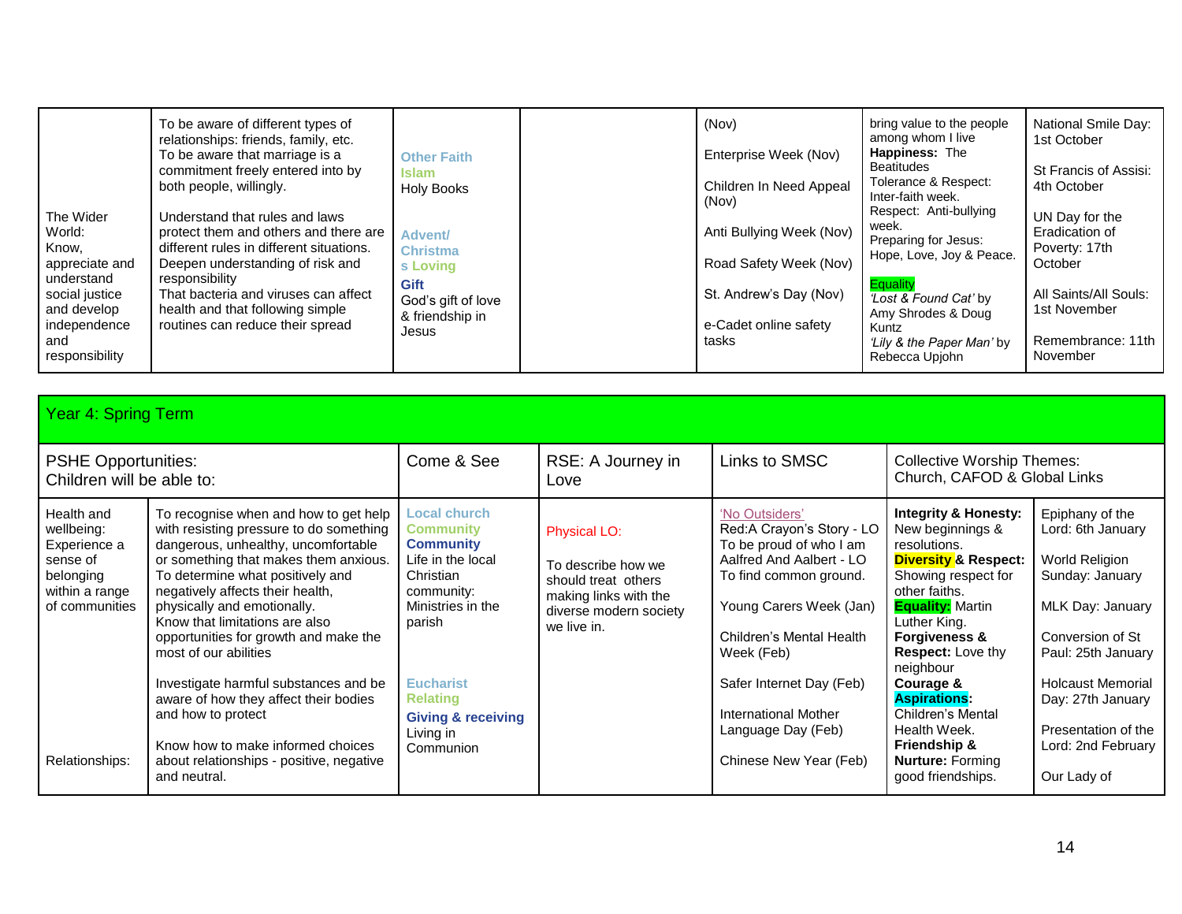| | | | | | | |
|---|---|---|---|---|---|---|
| The Wider World: Know, appreciate and understand social justice and develop independence and responsibility | To be aware of different types of relationships: friends, family, etc. To be aware that marriage is a commitment freely entered into by both people, willingly. Understand that rules and laws protect them and others and there are different rules in different situations. Deepen understanding of risk and responsibility That bacteria and viruses can affect health and that following simple routines can reduce their spread | **Other Faith** **Islam** Holy Books **Advent/ Christmas Loving** **Gift** God's gift of love & friendship in Jesus | | (Nov) Enterprise Week (Nov) Children In Need Appeal (Nov) Anti Bullying Week (Nov) Road Safety Week (Nov) St. Andrew's Day (Nov) e-Cadet online safety tasks | bring value to the people among whom I live **Happiness:** The Beatitudes Tolerance & Respect: Inter-faith week. Respect: Anti-bullying week. Preparing for Jesus: Hope, Love, Joy & Peace. Equality *'Lost & Found Cat'* by Amy Shrodes & Doug Kuntz *'Lily & the Paper Man'* by Rebecca Upjohn | National Smile Day: 1st October St Francis of Assisi: 4th October UN Day for the Eradication of Poverty: 17th October All Saints/All Souls: 1st November Remembrance: 11th November |

## Year 4: Spring Term

| PSHE Opportunities: Children will be able to: | | Come & See | RSE: A Journey in Love | Links to SMSC | Collective Worship Themes: Church, CAFOD & Global Links | |
|---|---|---|---|---|---|---|
| Health and wellbeing: Experience a sense of belonging within a range of communities | To recognise when and how to get help with resisting pressure to do something dangerous, unhealthy, uncomfortable or something that makes them anxious. To determine what positively and negatively affects their health, physically and emotionally. Know that limitations are also opportunities for growth and make the most of our abilities Investigate harmful substances and be aware of how they affect their bodies and how to protect | **Local church** **Community** **Community** Life in the local Christian community: Ministries in the parish **Eucharist** **Relating** **Giving & receiving** Living in Communion | Physical LO: To describe how we should treat others making links with the diverse modern society we live in. | 'No Outsiders' Red:A Crayon's Story - LO To be proud of who I am Aalfred And Aalbert - LO To find common ground. Young Carers Week (Jan) Children's Mental Health Week (Feb) Safer Internet Day (Feb) International Mother Language Day (Feb) Chinese New Year (Feb) | **Integrity & Honesty:** New beginnings & resolutions. **Diversity & Respect:** Showing respect for other faiths. **Equality:** Martin Luther King. **Forgiveness & Respect:** Love thy neighbour **Courage & Aspirations:** Children's Mental Health Week. **Friendship & Nurture:** Forming good friendships. | Epiphany of the Lord: 6th January World Religion Sunday: January MLK Day: January Conversion of St Paul: 25th January Holcaust Memorial Day: 27th January Presentation of the Lord: 2nd February Our Lady of |
| Relationships: | Know how to make informed choices about relationships - positive, negative and neutral. | | | | | |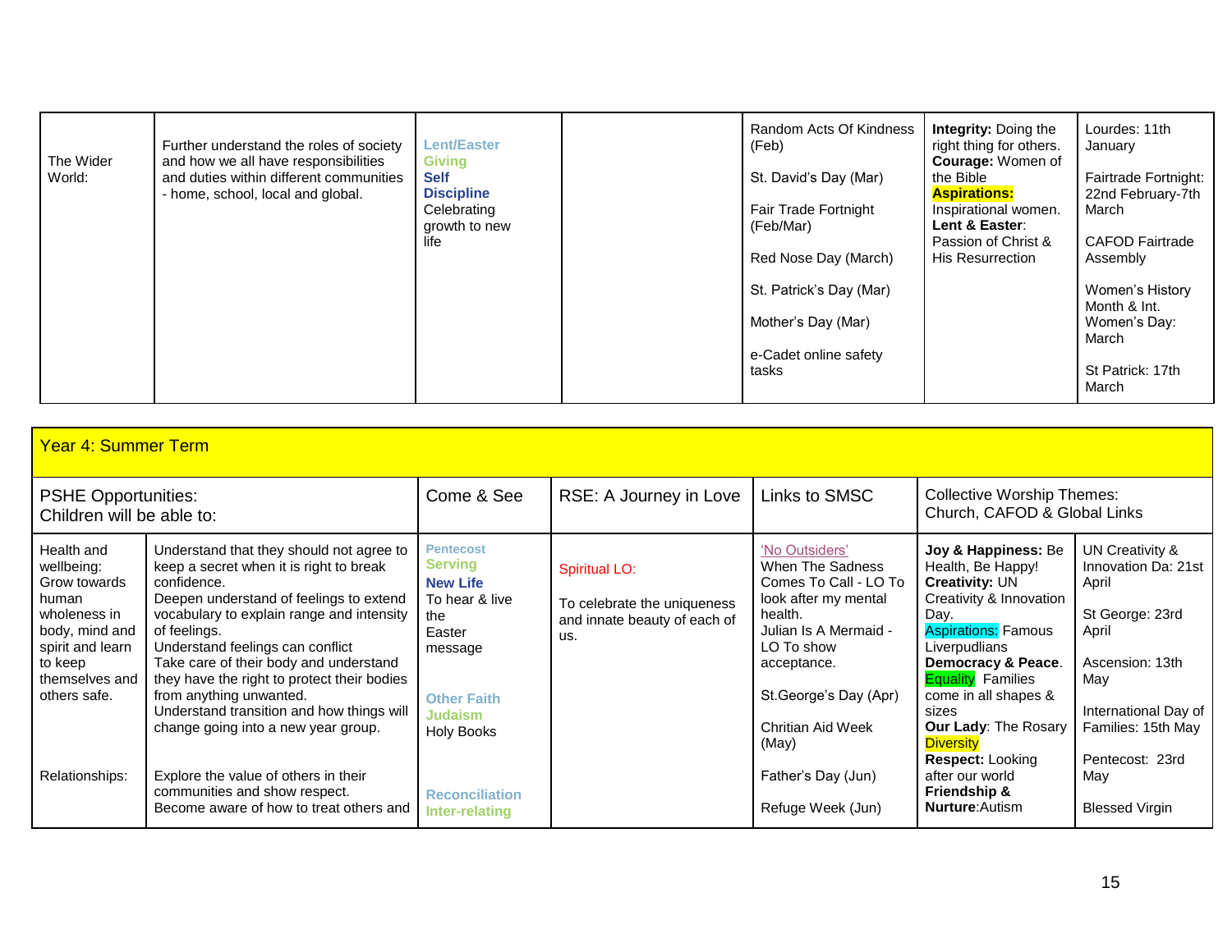| The Wider World: | Further understand the roles of society and how we all have responsibilities and duties within different communities - home, school, local and global. | **Lent/Easter**<br>**Giving**<br>**Self Discipline**<br>Celebrating growth to new life | | Random Acts Of Kindness (Feb)<br><br>St. David's Day (Mar)<br><br>Fair Trade Fortnight (Feb/Mar)<br><br>Red Nose Day (March)<br><br>St. Patrick's Day (Mar)<br><br>Mother's Day (Mar)<br><br>e-Cadet online safety tasks | **Integrity:** Doing the right thing for others.<br>**Courage:** Women of the Bible<br>**Aspirations:** Inspirational women.<br>**Lent & Easter**: Passion of Christ & His Resurrection | Lourdes: 11th January<br><br>Fairtrade Fortnight: 22nd February-7th March<br><br>CAFOD Fairtrade Assembly<br><br>Women's History Month & Int. Women's Day: March<br><br>St Patrick: 17th March |
|---|---|---|---|---|---|---|

## Year 4: Summer Term

| PSHE Opportunities: Children will be able to: | | Come & See | RSE: A Journey in Love | Links to SMSC | Collective Worship Themes: Church, CAFOD & Global Links | |
|---|---|---|---|---|---|---|
| Health and wellbeing: Grow towards human wholeness in body, mind and spirit and learn to keep themselves and others safe.<br><br>Relationships: | Understand that they should not agree to keep a secret when it is right to break confidence.<br>Deepen understand of feelings to extend vocabulary to explain range and intensity of feelings.<br>Understand feelings can conflict<br>Take care of their body and understand they have the right to protect their bodies from anything unwanted.<br>Understand transition and how things will change going into a new year group.<br><br>Explore the value of others in their communities and show respect.<br>Become aware of how to treat others and | **Pentecost**<br>**Serving**<br>**New Life**<br>To hear & live the Easter message<br><br>**Other Faith**<br>**Judaism**<br>Holy Books<br><br>**Reconciliation**<br>**Inter-relating** | Spiritual LO:<br><br>To celebrate the uniqueness and innate beauty of each of us. | 'No Outsiders'<br>When The Sadness Comes To Call - LO To look after my mental health.<br>Julian Is A Mermaid - LO To show acceptance.<br><br>St.George's Day (Apr)<br><br>Chritian Aid Week (May)<br><br>Father's Day (Jun)<br><br>Refuge Week (Jun) | **Joy & Happiness:** Be Health, Be Happy!<br>**Creativity:** UN Creativity & Innovation Day.<br>Aspirations: Famous Liverpudlians<br>**Democracy & Peace**.<br>Equality Families come in all shapes & sizes<br>**Our Lady**: The Rosary<br>Diversity<br>**Respect:** Looking after our world<br>**Friendship & Nurture**:Autism | UN Creativity & Innovation Da: 21st April<br><br>St George: 23rd April<br><br>Ascension: 13th May<br><br>International Day of Families: 15th May<br><br>Pentecost: 23rd May<br><br>Blessed Virgin |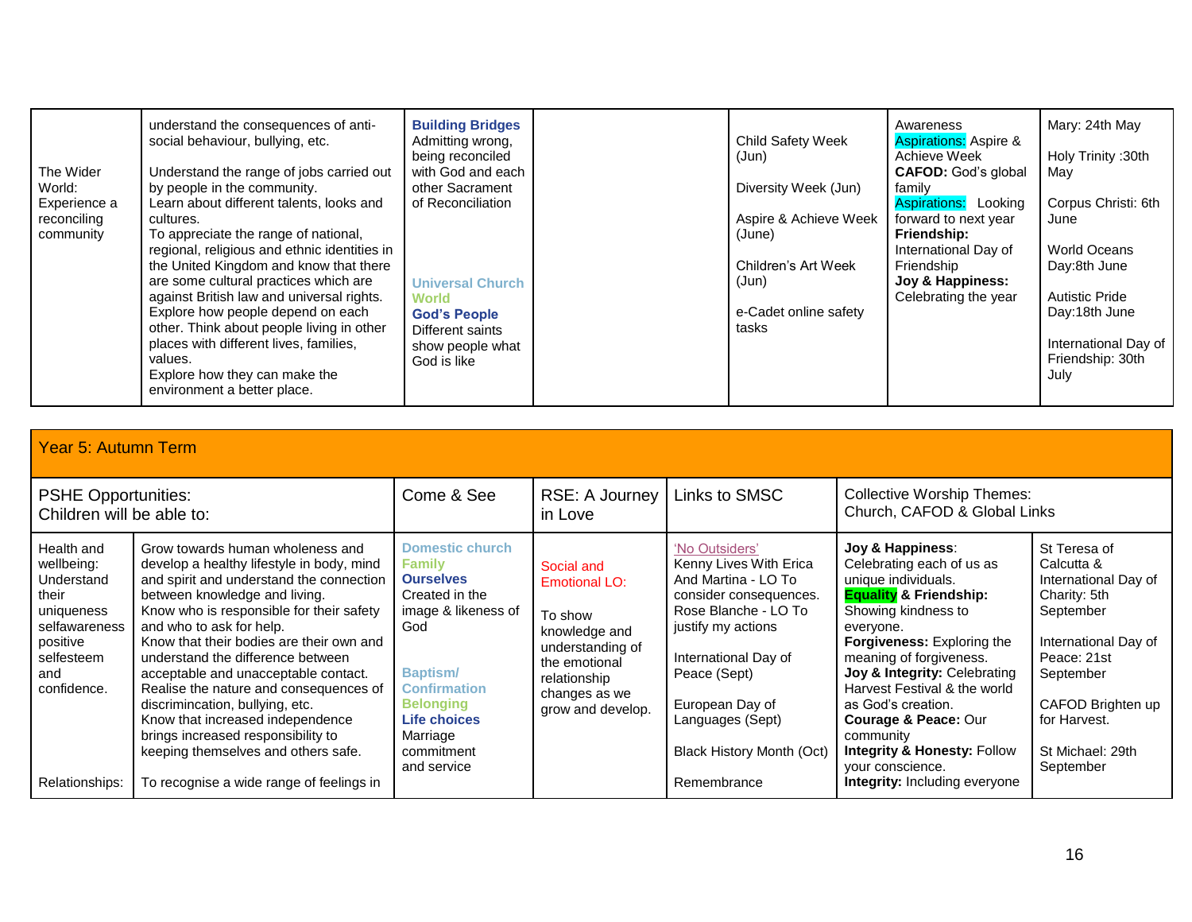| The Wider World: Experience a reconciling community | understand the consequences of anti-social behaviour, bullying, etc.<br><br>Understand the range of jobs carried out by people in the community.<br>Learn about different talents, looks and cultures.<br>To appreciate the range of national, regional, religious and ethnic identities in the United Kingdom and know that there are some cultural practices which are against British law and universal rights.<br>Explore how people depend on each other. Think about people living in other places with different lives, families, values.<br>Explore how they can make the environment a better place. | **Building Bridges**<br>Admitting wrong, being reconciled with God and each other Sacrament of Reconciliation<br><br>**Universal Church**<br>**World**<br>**God's People**<br>Different saints show people what God is like | | Child Safety Week (Jun)<br><br>Diversity Week (Jun)<br><br>Aspire & Achieve Week (June)<br><br>Children's Art Week (Jun)<br><br>e-Cadet online safety tasks | Awareness<br>Aspirations: Aspire & Achieve Week<br>**CAFOD:** God's global family<br>Aspirations: Looking forward to next year<br>**Friendship:** International Day of Friendship<br>**Joy & Happiness:** Celebrating the year | Mary: 24th May<br><br>Holy Trinity :30th May<br><br>Corpus Christi: 6th June<br><br>World Oceans Day:8th June<br><br>Autistic Pride Day:18th June<br><br>International Day of Friendship: 30th July |
|---|---|---|---|---|---|---|

| Year 5: Autumn Term | | | | | | |
|---|---|---|---|---|---|---|
| PSHE Opportunities: Children will be able to: | | Come & See | RSE: A Journey in Love | Links to SMSC | Collective Worship Themes: Church, CAFOD & Global Links | |
| Health and wellbeing: Understand their uniqueness selfawareness positive selfesteem and confidence.<br><br>Relationships: | Grow towards human wholeness and develop a healthy lifestyle in body, mind and spirit and understand the connection between knowledge and living.<br>Know who is responsible for their safety and who to ask for help.<br>Know that their bodies are their own and understand the difference between acceptable and unacceptable contact.<br>Realise the nature and consequences of discrimincation, bullying, etc.<br>Know that increased independence brings increased responsibility to keeping themselves and others safe.<br><br>To recognise a wide range of feelings in | **Domestic church**<br>**Family**<br>**Ourselves**<br>Created in the image & likeness of God<br><br>**Baptism/ Confirmation**<br>**Belonging**<br>**Life choices**<br>Marriage commitment and service | Social and Emotional LO:<br><br>To show knowledge and understanding of the emotional relationship changes as we grow and develop. | 'No Outsiders'<br>Kenny Lives With Erica And Martina - LO To consider consequences.<br>Rose Blanche - LO To justify my actions<br><br>International Day of Peace (Sept)<br><br>European Day of Languages (Sept)<br><br>Black History Month (Oct)<br><br>Remembrance | **Joy & Happiness**: Celebrating each of us as unique individuals.<br>**Equality & Friendship:** Showing kindness to everyone.<br>**Forgiveness:** Exploring the meaning of forgiveness.<br>**Joy & Integrity:** Celebrating Harvest Festival & the world as God's creation.<br>**Courage & Peace:** Our community<br>**Integrity & Honesty:** Follow your conscience.<br>**Integrity:** Including everyone | St Teresa of Calcutta & International Day of Charity: 5th September<br><br>International Day of Peace: 21st September<br><br>CAFOD Brighten up for Harvest.<br><br>St Michael: 29th September |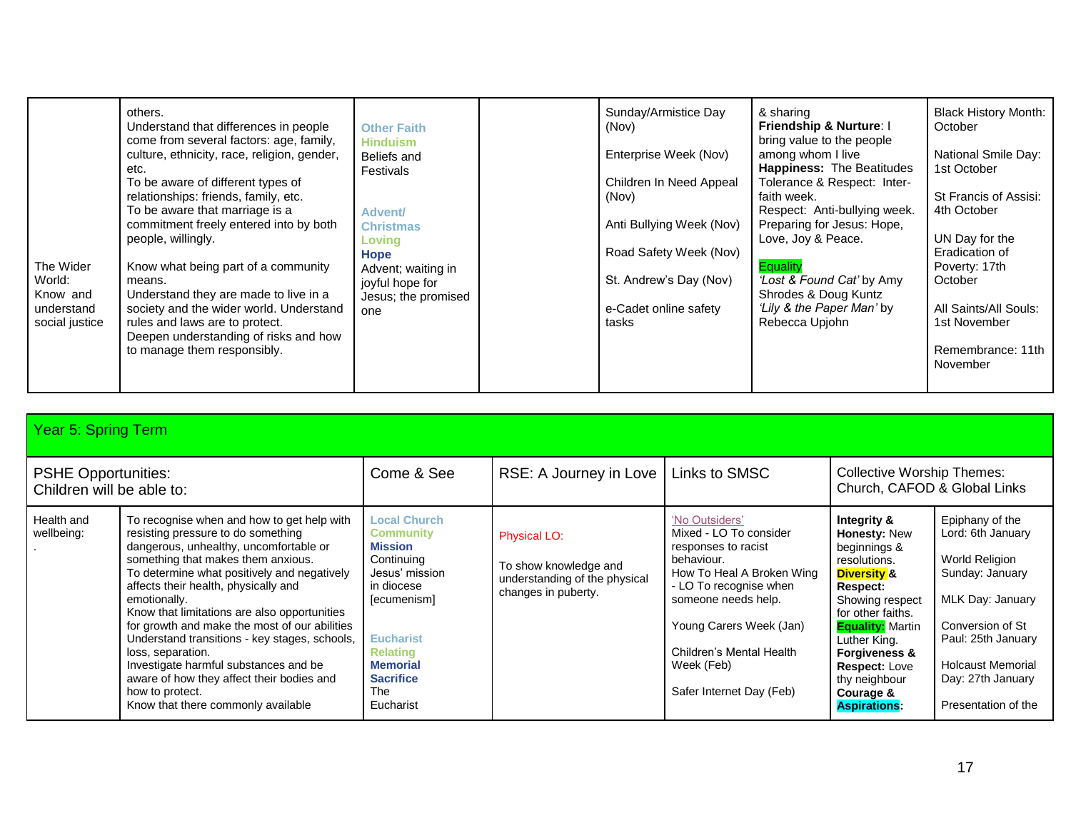| The Wider World: Know and understand social justice | others. Understand that differences in people come from several factors: age, family, culture, ethnicity, race, religion, gender, etc. To be aware of different types of relationships: friends, family, etc. To be aware that marriage is a commitment freely entered into by both people, willingly. Know what being part of a community means. Understand they are made to live in a society and the wider world. Understand rules and laws are to protect. Deepen understanding of risks and how to manage them responsibly. | **Other Faith** **Hinduism** Beliefs and Festivals **Advent/ Christmas** **Loving** **Hope** Advent; waiting in joyful hope for Jesus; the promised one | | Sunday/Armistice Day (Nov) Enterprise Week (Nov) Children In Need Appeal (Nov) Anti Bullying Week (Nov) Road Safety Week (Nov) St. Andrew's Day (Nov) e-Cadet online safety tasks | & sharing **Friendship & Nurture**: I bring value to the people among whom I live **Happiness:** The Beatitudes Tolerance & Respect: Inter-faith week. Respect: Anti-bullying week. Preparing for Jesus: Hope, Love, Joy & Peace. Equality *'Lost & Found Cat'* by Amy Shrodes & Doug Kuntz *'Lily & the Paper Man'* by Rebecca Upjohn | Black History Month: October National Smile Day: 1st October St Francis of Assisi: 4th October UN Day for the Eradication of Poverty: 17th October All Saints/All Souls: 1st November Remembrance: 11th November |
|---|---|---|---|---|---|---|

## Year 5: Spring Term

| PSHE Opportunities: Children will be able to: | | Come & See | RSE: A Journey in Love | Links to SMSC | Collective Worship Themes: Church, CAFOD & Global Links | |
|---|---|---|---|---|---|---|
| Health and wellbeing: . | To recognise when and how to get help with resisting pressure to do something dangerous, unhealthy, uncomfortable or something that makes them anxious. To determine what positively and negatively affects their health, physically and emotionally. Know that limitations are also opportunities for growth and make the most of our abilities Understand transitions - key stages, schools, loss, separation. Investigate harmful substances and be aware of how they affect their bodies and how to protect. Know that there commonly available | **Local Church** **Community** **Mission** Continuing Jesus' mission in diocese [ecumenism] **Eucharist** **Relating** **Memorial** **Sacrifice** The Eucharist | Physical LO: To show knowledge and understanding of the physical changes in puberty. | 'No Outsiders' Mixed - LO To consider responses to racist behaviour. How To Heal A Broken Wing - LO To recognise when someone needs help. Young Carers Week (Jan) Children's Mental Health Week (Feb) Safer Internet Day (Feb) | **Integrity & Honesty:** New beginnings & resolutions. **Diversity & Respect:** Showing respect for other faiths. **Equality:** Martin Luther King. **Forgiveness & Respect:** Love thy neighbour **Courage & Aspirations:** | Epiphany of the Lord: 6th January World Religion Sunday: January MLK Day: January Conversion of St Paul: 25th January Holcaust Memorial Day: 27th January Presentation of the |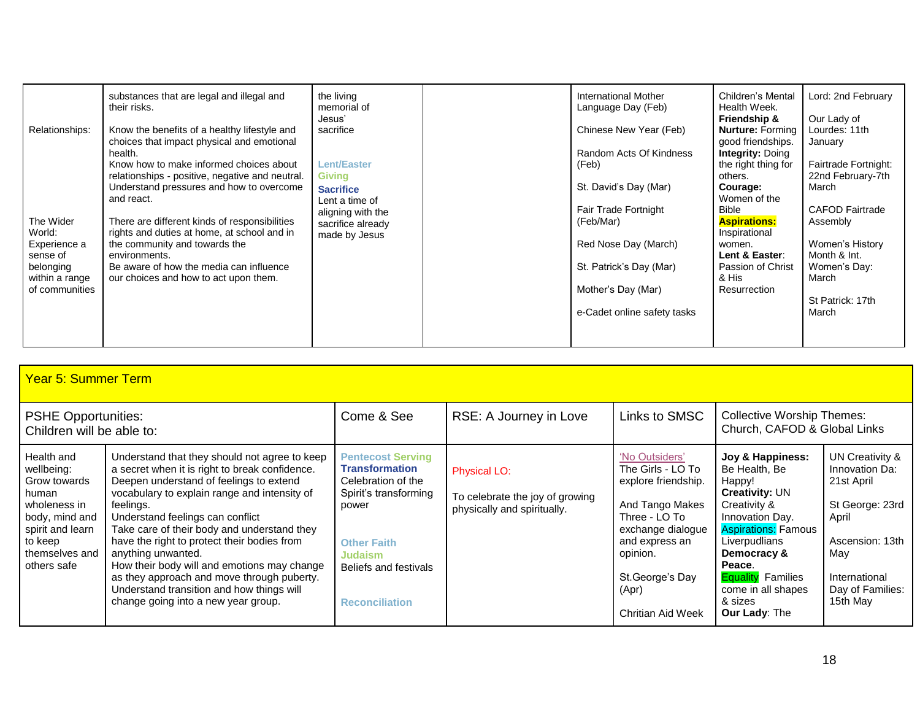| | | | | | | |
|---|---|---|---|---|---|---|
| Relationships:<br><br>The Wider World: Experience a sense of belonging within a range of communities | substances that are legal and illegal and their risks.<br><br>Know the benefits of a healthy lifestyle and choices that impact physical and emotional health.<br>Know how to make informed choices about relationships - positive, negative and neutral.<br>Understand pressures and how to overcome and react.<br><br>There are different kinds of responsibilities rights and duties at home, at school and in the community and towards the environments.<br>Be aware of how the media can influence our choices and how to act upon them. | the living memorial of Jesus' sacrifice<br><br>**Lent/Easter**<br>**Giving**<br>**Sacrifice**<br>Lent a time of aligning with the sacrifice already made by Jesus | | International Mother Language Day (Feb)<br><br>Chinese New Year (Feb)<br><br>Random Acts Of Kindness (Feb)<br><br>St. David's Day (Mar)<br><br>Fair Trade Fortnight (Feb/Mar)<br><br>Red Nose Day (March)<br><br>St. Patrick's Day (Mar)<br><br>Mother's Day (Mar)<br><br>e-Cadet online safety tasks | Children's Mental Health Week.<br>**Friendship & Nurture:** Forming good friendships.<br>**Integrity:** Doing the right thing for others.<br>**Courage:** Women of the Bible<br>**Aspirations:** Inspirational women.<br>**Lent & Easter**: Passion of Christ & His Resurrection | Lord: 2nd February<br><br>Our Lady of Lourdes: 11th January<br><br>Fairtrade Fortnight: 22nd February-7th March<br><br>CAFOD Fairtrade Assembly<br><br>Women's History Month & Int. Women's Day: March<br><br>St Patrick: 17th March |

## Year 5: Summer Term

| PSHE Opportunities: Children will be able to: | | Come & See | RSE: A Journey in Love | Links to SMSC | Collective Worship Themes: Church, CAFOD & Global Links | |
|---|---|---|---|---|---|---|
| Health and wellbeing: Grow towards human wholeness in body, mind and spirit and learn to keep themselves and others safe | Understand that they should not agree to keep a secret when it is right to break confidence.<br>Deepen understand of feelings to extend vocabulary to explain range and intensity of feelings.<br>Understand feelings can conflict<br>Take care of their body and understand they have the right to protect their bodies from anything unwanted.<br>How their body will and emotions may change as they approach and move through puberty.<br>Understand transition and how things will change going into a new year group. | **Pentecost Serving**<br>**Transformation**<br>Celebration of the Spirit's transforming power<br><br>**Other Faith**<br>**Judaism**<br>Beliefs and festivals<br><br>**Reconciliation** | Physical LO:<br><br>To celebrate the joy of growing physically and spiritually. | 'No Outsiders'<br>The Girls - LO To explore friendship.<br><br>And Tango Makes Three - LO To exchange dialogue and express an opinion.<br><br>St.George's Day (Apr)<br><br>Chritian Aid Week | **Joy & Happiness:** Be Health, Be Happy!<br>**Creativity:** UN Creativity & Innovation Day.<br>Aspirations: Famous Liverpudlians<br>**Democracy & Peace**.<br>Equality Families come in all shapes & sizes<br>**Our Lady**: The | UN Creativity & Innovation Da: 21st April<br><br>St George: 23rd April<br><br>Ascension: 13th May<br><br>International Day of Families: 15th May |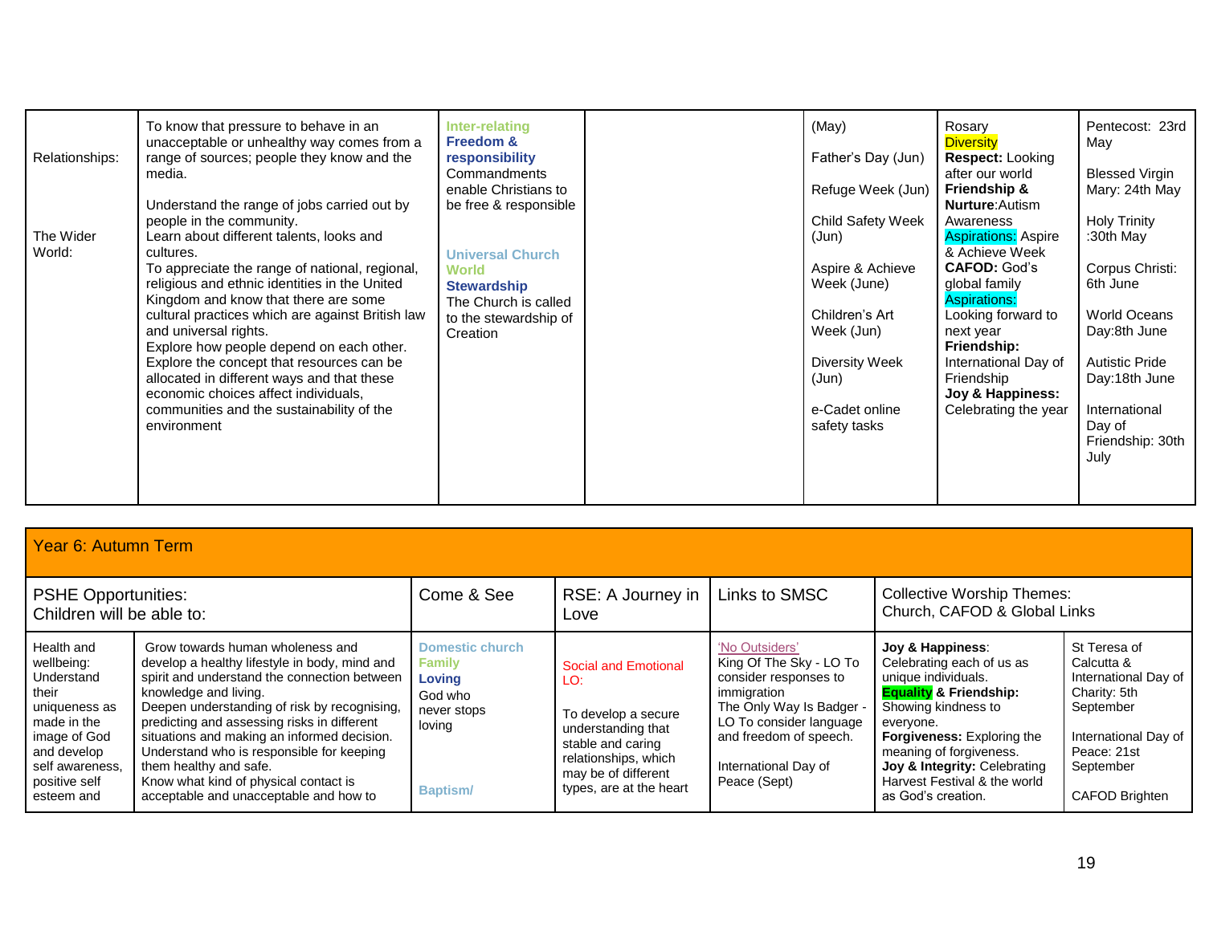| | | | | | | |
|---|---|---|---|---|---|---|
| Relationships:<br><br>The Wider World: | To know that pressure to behave in an unacceptable or unhealthy way comes from a range of sources; people they know and the media.<br><br>Understand the range of jobs carried out by people in the community.<br>Learn about different talents, looks and cultures.<br>To appreciate the range of national, regional, religious and ethnic identities in the United Kingdom and know that there are some cultural practices which are against British law and universal rights.<br>Explore how people depend on each other.<br>Explore the concept that resources can be allocated in different ways and that these economic choices affect individuals, communities and the sustainability of the environment | **Inter-relating**<br>**Freedom & responsibility**<br>Commandments enable Christians to be free & responsible<br><br>**Universal Church**<br>**World**<br>**Stewardship**<br>The Church is called to the stewardship of Creation | | (May)<br><br>Father's Day (Jun)<br><br>Refuge Week (Jun)<br><br>Child Safety Week (Jun)<br><br>Aspire & Achieve Week (June)<br><br>Children's Art Week (Jun)<br><br>Diversity Week (Jun)<br><br>e-Cadet online safety tasks | Rosary<br>Diversity<br>**Respect:** Looking after our world<br>**Friendship & Nurture**:Autism Awareness<br>Aspirations: Aspire & Achieve Week<br>**CAFOD:** God's global family<br>Aspirations: Looking forward to next year<br>**Friendship:** International Day of Friendship<br>**Joy & Happiness:** Celebrating the year | Pentecost: 23rd May<br><br>Blessed Virgin Mary: 24th May<br><br>Holy Trinity :30th May<br><br>Corpus Christi: 6th June<br><br>World Oceans Day:8th June<br><br>Autistic Pride Day:18th June<br><br>International Day of Friendship: 30th July |

## Year 6: Autumn Term

| PSHE Opportunities: Children will be able to: | | Come & See | RSE: A Journey in Love | Links to SMSC | Collective Worship Themes: Church, CAFOD & Global Links | |
|---|---|---|---|---|---|---|
| Health and wellbeing: Understand their uniqueness as made in the image of God and develop self awareness, positive self esteem and | Grow towards human wholeness and develop a healthy lifestyle in body, mind and spirit and understand the connection between knowledge and living.<br>Deepen understanding of risk by recognising, predicting and assessing risks in different situations and making an informed decision.<br>Understand who is responsible for keeping them healthy and safe.<br>Know what kind of physical contact is acceptable and unacceptable and how to | **Domestic church**<br>**Family**<br>**Loving**<br>God who never stops loving<br><br>**Baptism/** | Social and Emotional LO:<br><br>To develop a secure understanding that stable and caring relationships, which may be of different types, are at the heart | 'No Outsiders'<br>King Of The Sky - LO To consider responses to immigration<br>The Only Way Is Badger - LO To consider language and freedom of speech.<br><br>International Day of Peace (Sept) | **Joy & Happiness**: Celebrating each of us as unique individuals.<br>**Equality & Friendship:** Showing kindness to everyone.<br>**Forgiveness:** Exploring the meaning of forgiveness.<br>**Joy & Integrity:** Celebrating Harvest Festival & the world as God's creation. | St Teresa of Calcutta & International Day of Charity: 5th September<br><br>International Day of Peace: 21st September<br><br>CAFOD Brighten |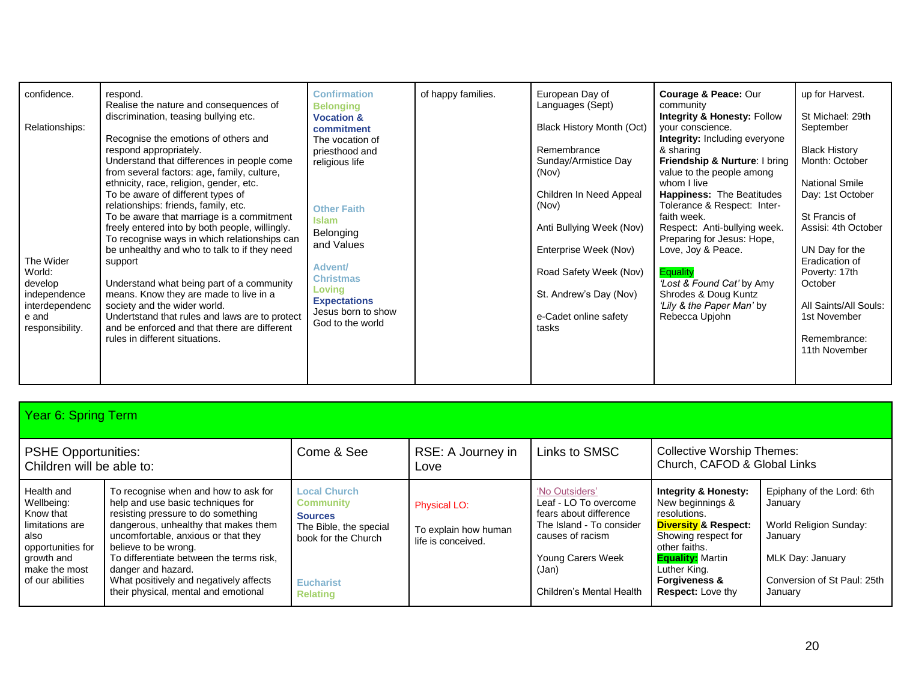| | | | | | | |
|---|---|---|---|---|---|---|
| confidence.<br><br>Relationships:<br><br>The Wider World: develop independence interdependence and responsibility. | respond.<br>Realise the nature and consequences of discrimination, teasing bullying etc.<br><br>Recognise the emotions of others and respond appropriately.<br>Understand that differences in people come from several factors: age, family, culture, ethnicity, race, religion, gender, etc.<br>To be aware of different types of relationships: friends, family, etc.<br>To be aware that marriage is a commitment freely entered into by both people, willingly.<br>To recognise ways in which relationships can be unhealthy and who to talk to if they need support<br><br>Understand what being part of a community means. Know they are made to live in a society and the wider world.<br>Undertstand that rules and laws are to protect and be enforced and that there are different rules in different situations. | Confirmation<br>Belonging<br>**Vocation & commitment**<br>The vocation of priesthood and religious life<br><br>Other Faith<br>Islam<br>Belonging and Values<br><br>Advent/ Christmas<br>Loving<br>**Expectations**<br>Jesus born to show God to the world | of happy families. | European Day of Languages (Sept)<br><br>Black History Month (Oct)<br><br>Remembrance Sunday/Armistice Day (Nov)<br><br>Children In Need Appeal (Nov)<br><br>Anti Bullying Week (Nov)<br><br>Enterprise Week (Nov)<br><br>Road Safety Week (Nov)<br><br>St. Andrew's Day (Nov)<br><br>e-Cadet online safety tasks | **Courage & Peace:** Our community<br>**Integrity & Honesty:** Follow your conscience.<br>**Integrity:** Including everyone & sharing<br>**Friendship & Nurture**: I bring value to the people among whom I live<br>**Happiness:** The Beatitudes<br>Tolerance & Respect: Inter-faith week.<br>Respect: Anti-bullying week.<br>Preparing for Jesus: Hope, Love, Joy & Peace.<br><br>Equality<br>*'Lost & Found Cat'* by Amy Shrodes & Doug Kuntz<br>*'Lily & the Paper Man'* by Rebecca Upjohn | up for Harvest.<br><br>St Michael: 29th September<br><br>Black History Month: October<br><br>National Smile Day: 1st October<br><br>St Francis of Assisi: 4th October<br><br>UN Day for the Eradication of Poverty: 17th October<br><br>All Saints/All Souls: 1st November<br><br>Remembrance: 11th November |

| Year 6: Spring Term | | | | | | |
|---|---|---|---|---|---|---|
| PSHE Opportunities:<br>Children will be able to: | | Come & See | RSE: A Journey in Love | Links to SMSC | Collective Worship Themes:<br>Church, CAFOD & Global Links | |
| Health and Wellbeing: Know that limitations are also opportunities for growth and make the most of our abilities | To recognise when and how to ask for help and use basic techniques for resisting pressure to do something dangerous, unhealthy that makes them uncomfortable, anxious or that they believe to be wrong.<br>To differentiate between the terms risk, danger and hazard.<br>What positively and negatively affects their physical, mental and emotional | Local Church<br>Community<br>**Sources**<br>The Bible, the special book for the Church<br><br>Eucharist<br>Relating | Physical LO:<br><br>To explain how human life is conceived. | 'No Outsiders'<br>Leaf - LO To overcome fears about difference<br>The Island - To consider causes of racism<br><br>Young Carers Week (Jan)<br><br>Children's Mental Health | **Integrity & Honesty:** New beginnings & resolutions.<br>**Diversity & Respect:** Showing respect for other faiths.<br>**Equality:** Martin Luther King.<br>**Forgiveness & Respect:** Love thy | Epiphany of the Lord: 6th January<br><br>World Religion Sunday: January<br><br>MLK Day: January<br><br>Conversion of St Paul: 25th January |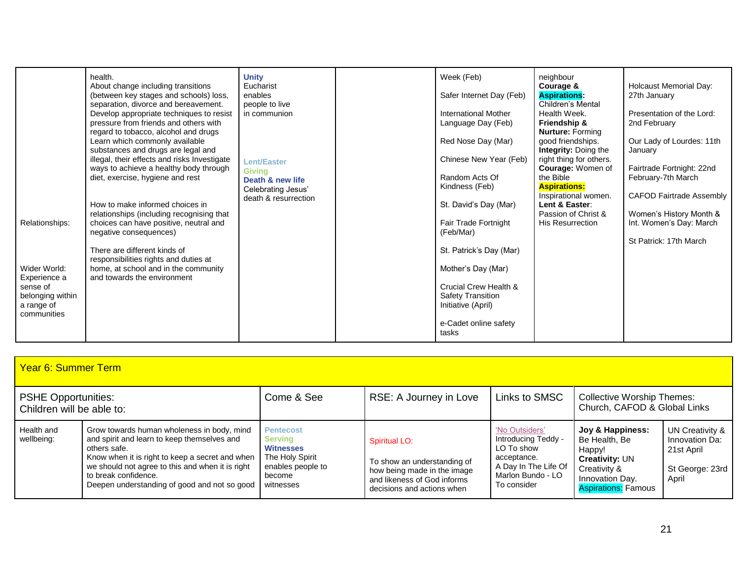| | | | | | | |
|---|---|---|---|---|---|---|
| Relationships:<br><br>Wider World: Experience a sense of belonging within a range of communities | health.<br>About change including transitions (between key stages and schools) loss, separation, divorce and bereavement.<br>Develop appropriate techniques to resist pressure from friends and others with regard to tobacco, alcohol and drugs<br>Learn which commonly available substances and drugs are legal and illegal, their effects and risks Investigate ways to achieve a healthy body through diet, exercise, hygiene and rest<br><br>How to make informed choices in relationships (including recognising that choices can have positive, neutral and negative consequences)<br><br>There are different kinds of responsibilities rights and duties at home, at school and in the community and towards the environment | **Unity**<br>Eucharist enables people to live in communion<br><br>**Lent/Easter**<br>**Giving**<br>**Death & new life**<br>Celebrating Jesus' death & resurrection | | Week (Feb)<br><br>Safer Internet Day (Feb)<br><br>International Mother Language Day (Feb)<br><br>Red Nose Day (Mar)<br><br>Chinese New Year (Feb)<br><br>Random Acts Of Kindness (Feb)<br><br>St. David's Day (Mar)<br><br>Fair Trade Fortnight (Feb/Mar)<br><br>St. Patrick's Day (Mar)<br><br>Mother's Day (Mar)<br><br>Crucial Crew Health & Safety Transition Initiative (April)<br><br>e-Cadet online safety tasks | neighbour<br>**Courage & Aspirations:** Children's Mental Health Week.<br>**Friendship & Nurture:** Forming good friendships.<br>**Integrity:** Doing the right thing for others.<br>**Courage:** Women of the Bible<br>**Aspirations:** Inspirational women.<br>**Lent & Easter:** Passion of Christ & His Resurrection | Holcaust Memorial Day: 27th January<br><br>Presentation of the Lord: 2nd February<br><br>Our Lady of Lourdes: 11th January<br><br>Fairtrade Fortnight: 22nd February-7th March<br><br>CAFOD Fairtrade Assembly<br><br>Women's History Month & Int. Women's Day: March<br><br>St Patrick: 17th March |

## Year 6: Summer Term

| PSHE Opportunities: Children will be able to: | | Come & See | RSE: A Journey in Love | Links to SMSC | Collective Worship Themes: Church, CAFOD & Global Links | |
|---|---|---|---|---|---|---|
| Health and wellbeing: | Grow towards human wholeness in body, mind and spirit and learn to keep themselves and others safe.<br>Know when it is right to keep a secret and when we should not agree to this and when it is right to break confidence.<br>Deepen understanding of good and not so good | **Pentecost**<br>**Serving**<br>**Witnesses**<br>The Holy Spirit enables people to become witnesses | Spiritual LO:<br><br>To show an understanding of how being made in the image and likeness of God informs decisions and actions when | 'No Outsiders'<br>Introducing Teddy - LO To show acceptance.<br>A Day In The Life Of Marlon Bundo - LO To consider | **Joy & Happiness:** Be Health, Be Happy!<br>**Creativity:** UN Creativity & Innovation Day.<br>Aspirations: Famous | UN Creativity & Innovation Da: 21st April<br><br>St George: 23rd April |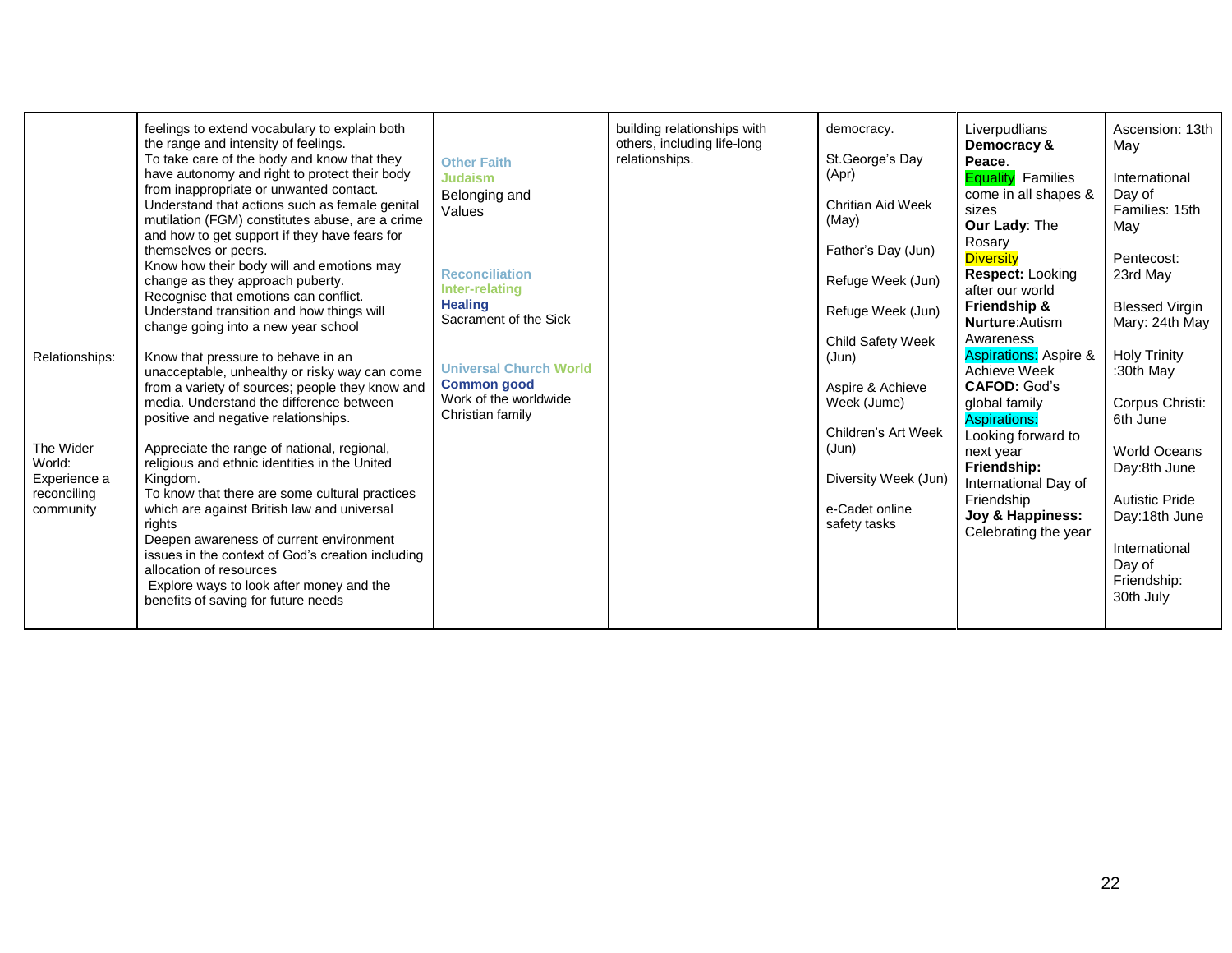| | | | | | | |
|---|---|---|---|---|---|---|
| Relationships:<br><br>The Wider World: Experience a reconciling community | feelings to extend vocabulary to explain both the range and intensity of feelings.<br>To take care of the body and know that they have autonomy and right to protect their body from inappropriate or unwanted contact.<br>Understand that actions such as female genital mutilation (FGM) constitutes abuse, are a crime and how to get support if they have fears for themselves or peers.<br>Know how their body will and emotions may change as they approach puberty.<br>Recognise that emotions can conflict.<br>Understand transition and how things will change going into a new year school<br><br>Know that pressure to behave in an unacceptable, unhealthy or risky way can come from a variety of sources; people they know and media. Understand the difference between positive and negative relationships.<br><br>Appreciate the range of national, regional, religious and ethnic identities in the United Kingdom.<br>To know that there are some cultural practices which are against British law and universal rights<br>Deepen awareness of current environment issues in the context of God's creation including allocation of resources<br>Explore ways to look after money and the benefits of saving for future needs | **Other Faith**<br>**Judaism**<br>Belonging and Values<br><br>**Reconciliation**<br>**Inter-relating**<br>**Healing**<br>Sacrament of the Sick<br><br>**Universal Church World**<br>**Common good**<br>Work of the worldwide Christian family | building relationships with others, including life-long relationships. | democracy.<br><br>St.George's Day (Apr)<br><br>Chritian Aid Week (May)<br><br>Father's Day (Jun)<br><br>Refuge Week (Jun)<br><br>Refuge Week (Jun)<br><br>Child Safety Week (Jun)<br><br>Aspire & Achieve Week (Jume)<br><br>Children's Art Week (Jun)<br><br>Diversity Week (Jun)<br><br>e-Cadet online safety tasks | Liverpudlians<br>**Democracy & Peace**.<br>Equality Families come in all shapes & sizes<br>**Our Lady**: The Rosary<br>Diversity<br>**Respect:** Looking after our world<br>**Friendship & Nurture**:Autism Awareness<br>Aspirations: Aspire & Achieve Week<br>**CAFOD:** God's global family<br>Aspirations: Looking forward to next year<br>**Friendship:** International Day of Friendship<br>**Joy & Happiness:** Celebrating the year | Ascension: 13th May<br><br>International Day of Families: 15th May<br><br>Pentecost: 23rd May<br><br>Blessed Virgin Mary: 24th May<br><br>Holy Trinity :30th May<br><br>Corpus Christi: 6th June<br><br>World Oceans Day:8th June<br><br>Autistic Pride Day:18th June<br><br>International Day of Friendship: 30th July |